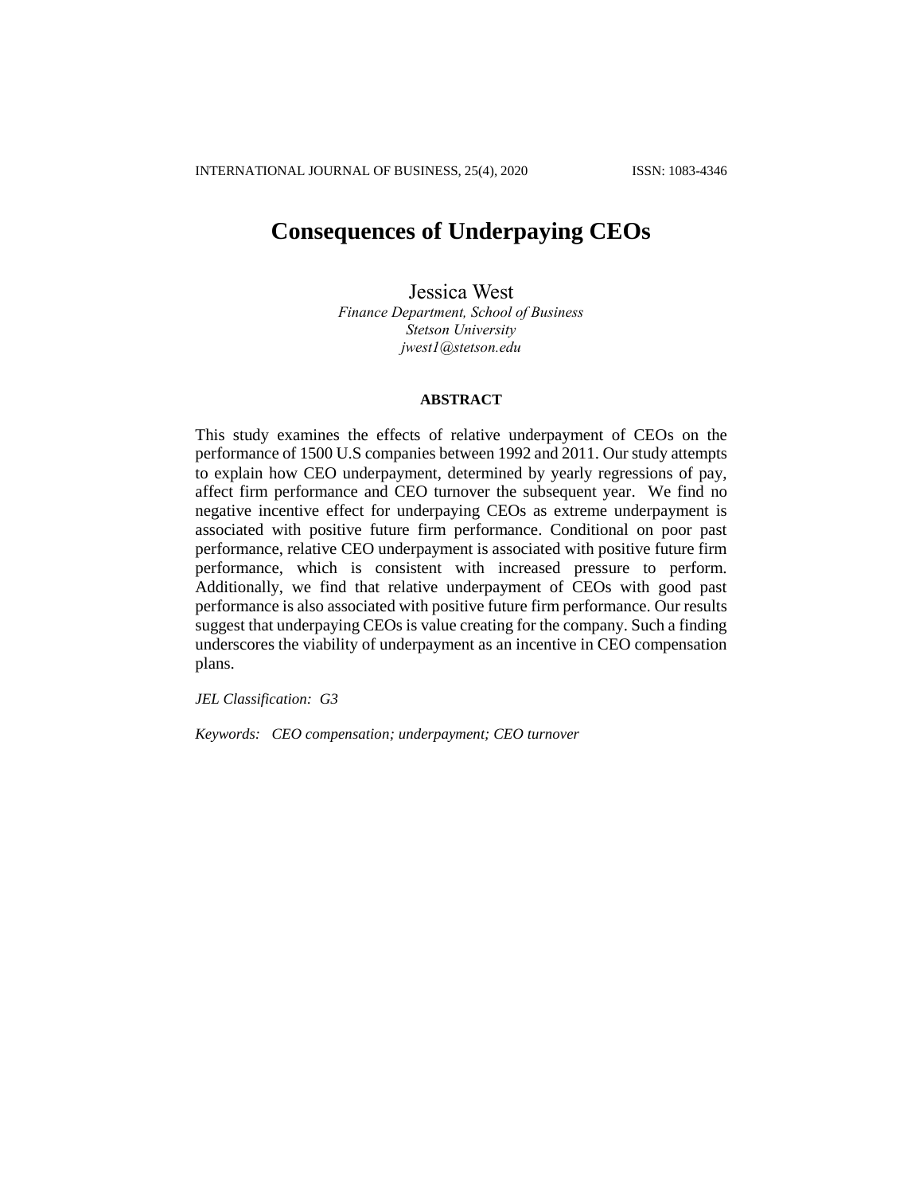# Consequences of Underpaying CEOs

Jessica West
*Finance Department, School of Business*
*Stetson University*
*jwest1@stetson.edu*

## ABSTRACT

This study examines the effects of relative underpayment of CEOs on the performance of 1500 U.S companies between 1992 and 2011. Our study attempts to explain how CEO underpayment, determined by yearly regressions of pay, affect firm performance and CEO turnover the subsequent year. We find no negative incentive effect for underpaying CEOs as extreme underpayment is associated with positive future firm performance. Conditional on poor past performance, relative CEO underpayment is associated with positive future firm performance, which is consistent with increased pressure to perform. Additionally, we find that relative underpayment of CEOs with good past performance is also associated with positive future firm performance. Our results suggest that underpaying CEOs is value creating for the company. Such a finding underscores the viability of underpayment as an incentive in CEO compensation plans.

*JEL Classification: G3*

*Keywords: CEO compensation; underpayment; CEO turnover*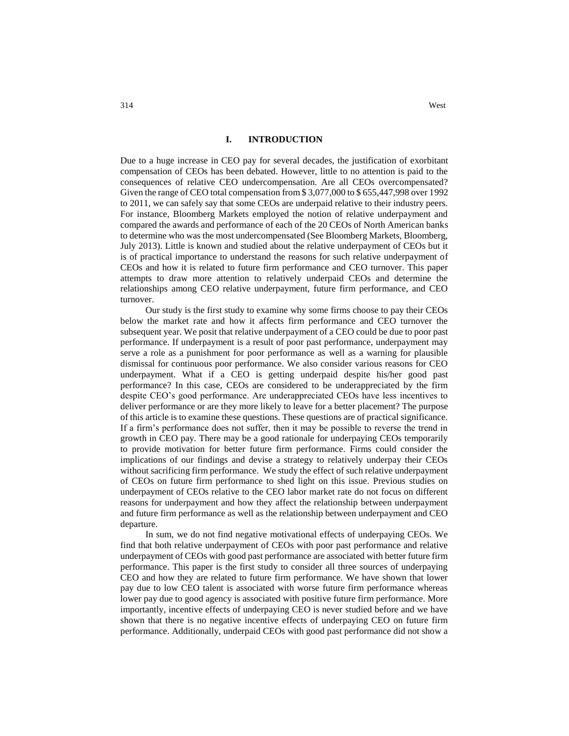## I. INTRODUCTION

Due to a huge increase in CEO pay for several decades, the justification of exorbitant compensation of CEOs has been debated. However, little to no attention is paid to the consequences of relative CEO undercompensation. Are all CEOs overcompensated? Given the range of CEO total compensation from $ 3,077,000 to $ 655,447,998 over 1992 to 2011, we can safely say that some CEOs are underpaid relative to their industry peers. For instance, Bloomberg Markets employed the notion of relative underpayment and compared the awards and performance of each of the 20 CEOs of North American banks to determine who was the most undercompensated (See Bloomberg Markets, Bloomberg, July 2013). Little is known and studied about the relative underpayment of CEOs but it is of practical importance to understand the reasons for such relative underpayment of CEOs and how it is related to future firm performance and CEO turnover. This paper attempts to draw more attention to relatively underpaid CEOs and determine the relationships among CEO relative underpayment, future firm performance, and CEO turnover.

Our study is the first study to examine why some firms choose to pay their CEOs below the market rate and how it affects firm performance and CEO turnover the subsequent year. We posit that relative underpayment of a CEO could be due to poor past performance. If underpayment is a result of poor past performance, underpayment may serve a role as a punishment for poor performance as well as a warning for plausible dismissal for continuous poor performance. We also consider various reasons for CEO underpayment. What if a CEO is getting underpaid despite his/her good past performance? In this case, CEOs are considered to be underappreciated by the firm despite CEO's good performance. Are underappreciated CEOs have less incentives to deliver performance or are they more likely to leave for a better placement? The purpose of this article is to examine these questions. These questions are of practical significance. If a firm's performance does not suffer, then it may be possible to reverse the trend in growth in CEO pay. There may be a good rationale for underpaying CEOs temporarily to provide motivation for better future firm performance. Firms could consider the implications of our findings and devise a strategy to relatively underpay their CEOs without sacrificing firm performance. We study the effect of such relative underpayment of CEOs on future firm performance to shed light on this issue. Previous studies on underpayment of CEOs relative to the CEO labor market rate do not focus on different reasons for underpayment and how they affect the relationship between underpayment and future firm performance as well as the relationship between underpayment and CEO departure.

In sum, we do not find negative motivational effects of underpaying CEOs. We find that both relative underpayment of CEOs with poor past performance and relative underpayment of CEOs with good past performance are associated with better future firm performance. This paper is the first study to consider all three sources of underpaying CEO and how they are related to future firm performance. We have shown that lower pay due to low CEO talent is associated with worse future firm performance whereas lower pay due to good agency is associated with positive future firm performance. More importantly, incentive effects of underpaying CEO is never studied before and we have shown that there is no negative incentive effects of underpaying CEO on future firm performance. Additionally, underpaid CEOs with good past performance did not show a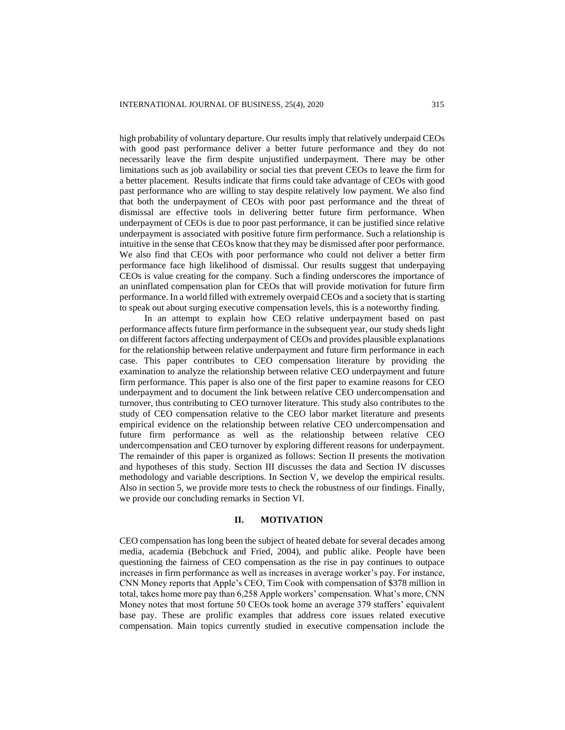high probability of voluntary departure. Our results imply that relatively underpaid CEOs with good past performance deliver a better future performance and they do not necessarily leave the firm despite unjustified underpayment. There may be other limitations such as job availability or social ties that prevent CEOs to leave the firm for a better placement. Results indicate that firms could take advantage of CEOs with good past performance who are willing to stay despite relatively low payment. We also find that both the underpayment of CEOs with poor past performance and the threat of dismissal are effective tools in delivering better future firm performance. When underpayment of CEOs is due to poor past performance, it can be justified since relative underpayment is associated with positive future firm performance. Such a relationship is intuitive in the sense that CEOs know that they may be dismissed after poor performance. We also find that CEOs with poor performance who could not deliver a better firm performance face high likelihood of dismissal. Our results suggest that underpaying CEOs is value creating for the company. Such a finding underscores the importance of an uninflated compensation plan for CEOs that will provide motivation for future firm performance. In a world filled with extremely overpaid CEOs and a society that is starting to speak out about surging executive compensation levels, this is a noteworthy finding.

In an attempt to explain how CEO relative underpayment based on past performance affects future firm performance in the subsequent year, our study sheds light on different factors affecting underpayment of CEOs and provides plausible explanations for the relationship between relative underpayment and future firm performance in each case. This paper contributes to CEO compensation literature by providing the examination to analyze the relationship between relative CEO underpayment and future firm performance. This paper is also one of the first paper to examine reasons for CEO underpayment and to document the link between relative CEO undercompensation and turnover, thus contributing to CEO turnover literature. This study also contributes to the study of CEO compensation relative to the CEO labor market literature and presents empirical evidence on the relationship between relative CEO undercompensation and future firm performance as well as the relationship between relative CEO undercompensation and CEO turnover by exploring different reasons for underpayment. The remainder of this paper is organized as follows: Section II presents the motivation and hypotheses of this study. Section III discusses the data and Section IV discusses methodology and variable descriptions. In Section V, we develop the empirical results. Also in section 5, we provide more tests to check the robustness of our findings. Finally, we provide our concluding remarks in Section VI.

## II. MOTIVATION

CEO compensation has long been the subject of heated debate for several decades among media, academia (Bebchuck and Fried, 2004), and public alike. People have been questioning the fairness of CEO compensation as the rise in pay continues to outpace increases in firm performance as well as increases in average worker's pay. For instance, CNN Money reports that Apple's CEO, Tim Cook with compensation of $378 million in total, takes home more pay than 6,258 Apple workers' compensation. What's more, CNN Money notes that most fortune 50 CEOs took home an average 379 staffers' equivalent base pay. These are prolific examples that address core issues related executive compensation. Main topics currently studied in executive compensation include the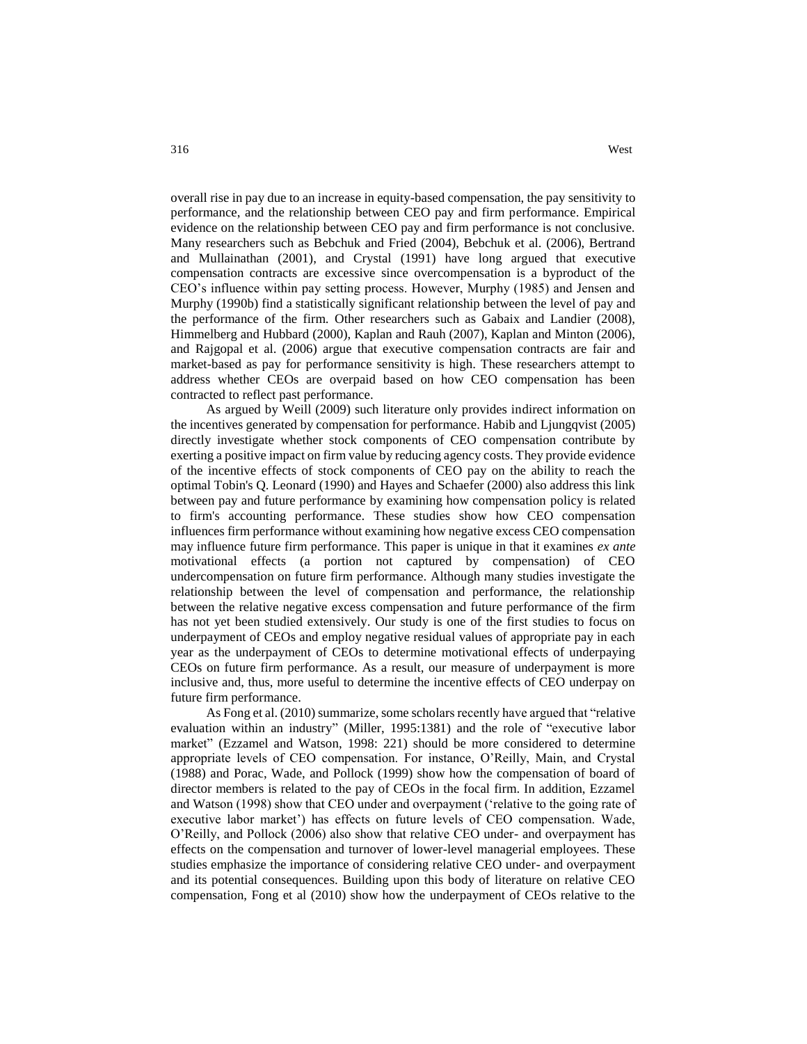overall rise in pay due to an increase in equity-based compensation, the pay sensitivity to performance, and the relationship between CEO pay and firm performance. Empirical evidence on the relationship between CEO pay and firm performance is not conclusive. Many researchers such as Bebchuk and Fried (2004), Bebchuk et al. (2006), Bertrand and Mullainathan (2001), and Crystal (1991) have long argued that executive compensation contracts are excessive since overcompensation is a byproduct of the CEO's influence within pay setting process. However, Murphy (1985) and Jensen and Murphy (1990b) find a statistically significant relationship between the level of pay and the performance of the firm. Other researchers such as Gabaix and Landier (2008), Himmelberg and Hubbard (2000), Kaplan and Rauh (2007), Kaplan and Minton (2006), and Rajgopal et al. (2006) argue that executive compensation contracts are fair and market-based as pay for performance sensitivity is high. These researchers attempt to address whether CEOs are overpaid based on how CEO compensation has been contracted to reflect past performance.

As argued by Weill (2009) such literature only provides indirect information on the incentives generated by compensation for performance. Habib and Ljungqvist (2005) directly investigate whether stock components of CEO compensation contribute by exerting a positive impact on firm value by reducing agency costs. They provide evidence of the incentive effects of stock components of CEO pay on the ability to reach the optimal Tobin's Q. Leonard (1990) and Hayes and Schaefer (2000) also address this link between pay and future performance by examining how compensation policy is related to firm's accounting performance. These studies show how CEO compensation influences firm performance without examining how negative excess CEO compensation may influence future firm performance. This paper is unique in that it examines *ex ante* motivational effects (a portion not captured by compensation) of CEO undercompensation on future firm performance. Although many studies investigate the relationship between the level of compensation and performance, the relationship between the relative negative excess compensation and future performance of the firm has not yet been studied extensively. Our study is one of the first studies to focus on underpayment of CEOs and employ negative residual values of appropriate pay in each year as the underpayment of CEOs to determine motivational effects of underpaying CEOs on future firm performance. As a result, our measure of underpayment is more inclusive and, thus, more useful to determine the incentive effects of CEO underpay on future firm performance.

As Fong et al. (2010) summarize, some scholars recently have argued that "relative evaluation within an industry" (Miller, 1995:1381) and the role of "executive labor market" (Ezzamel and Watson, 1998: 221) should be more considered to determine appropriate levels of CEO compensation. For instance, O'Reilly, Main, and Crystal (1988) and Porac, Wade, and Pollock (1999) show how the compensation of board of director members is related to the pay of CEOs in the focal firm. In addition, Ezzamel and Watson (1998) show that CEO under and overpayment ('relative to the going rate of executive labor market') has effects on future levels of CEO compensation. Wade, O'Reilly, and Pollock (2006) also show that relative CEO under- and overpayment has effects on the compensation and turnover of lower-level managerial employees. These studies emphasize the importance of considering relative CEO under- and overpayment and its potential consequences. Building upon this body of literature on relative CEO compensation, Fong et al (2010) show how the underpayment of CEOs relative to the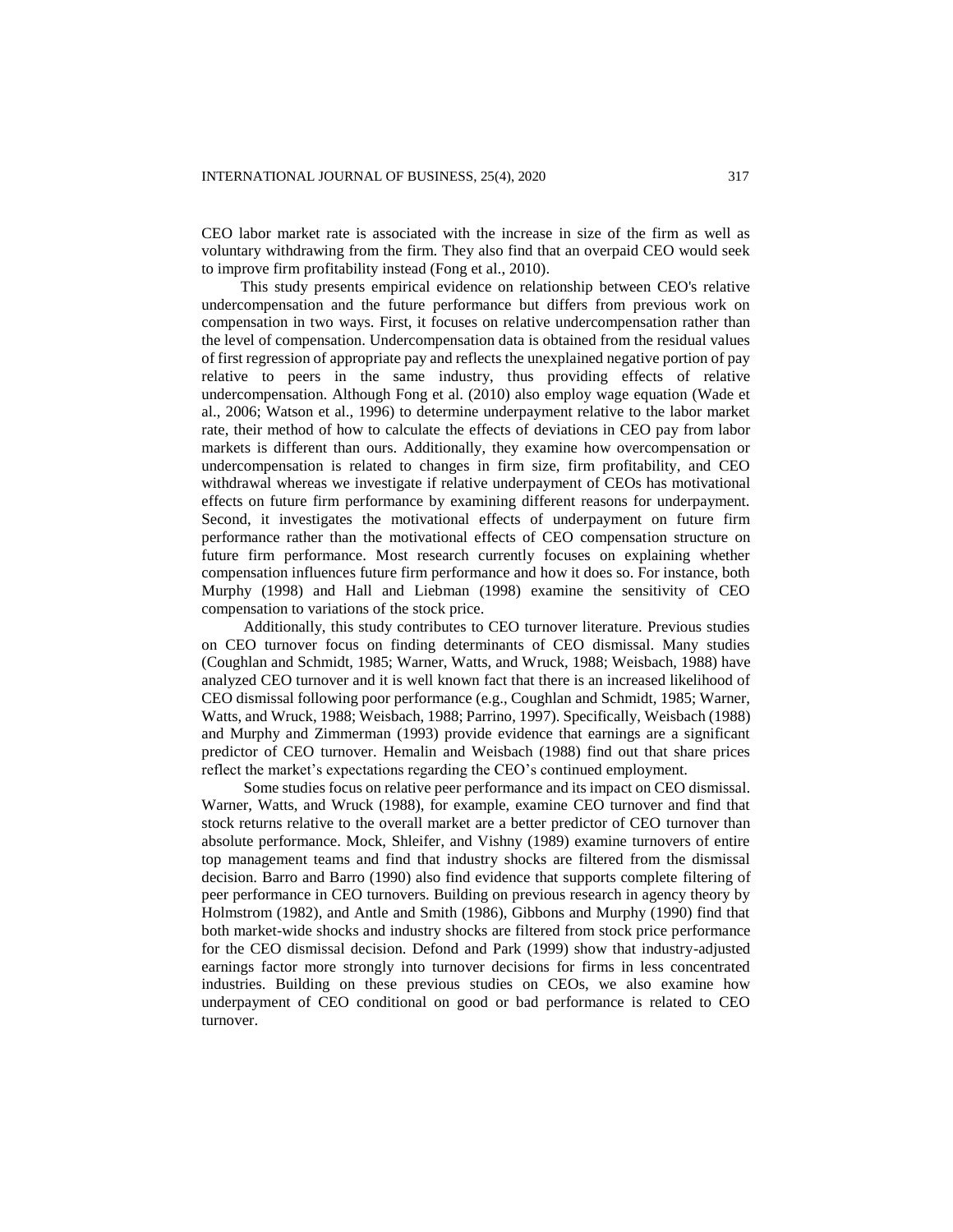CEO labor market rate is associated with the increase in size of the firm as well as voluntary withdrawing from the firm. They also find that an overpaid CEO would seek to improve firm profitability instead (Fong et al., 2010).

This study presents empirical evidence on relationship between CEO's relative undercompensation and the future performance but differs from previous work on compensation in two ways. First, it focuses on relative undercompensation rather than the level of compensation. Undercompensation data is obtained from the residual values of first regression of appropriate pay and reflects the unexplained negative portion of pay relative to peers in the same industry, thus providing effects of relative undercompensation. Although Fong et al. (2010) also employ wage equation (Wade et al., 2006; Watson et al., 1996) to determine underpayment relative to the labor market rate, their method of how to calculate the effects of deviations in CEO pay from labor markets is different than ours. Additionally, they examine how overcompensation or undercompensation is related to changes in firm size, firm profitability, and CEO withdrawal whereas we investigate if relative underpayment of CEOs has motivational effects on future firm performance by examining different reasons for underpayment. Second, it investigates the motivational effects of underpayment on future firm performance rather than the motivational effects of CEO compensation structure on future firm performance. Most research currently focuses on explaining whether compensation influences future firm performance and how it does so. For instance, both Murphy (1998) and Hall and Liebman (1998) examine the sensitivity of CEO compensation to variations of the stock price.

Additionally, this study contributes to CEO turnover literature. Previous studies on CEO turnover focus on finding determinants of CEO dismissal. Many studies (Coughlan and Schmidt, 1985; Warner, Watts, and Wruck, 1988; Weisbach, 1988) have analyzed CEO turnover and it is well known fact that there is an increased likelihood of CEO dismissal following poor performance (e.g., Coughlan and Schmidt, 1985; Warner, Watts, and Wruck, 1988; Weisbach, 1988; Parrino, 1997). Specifically, Weisbach (1988) and Murphy and Zimmerman (1993) provide evidence that earnings are a significant predictor of CEO turnover. Hemalin and Weisbach (1988) find out that share prices reflect the market's expectations regarding the CEO's continued employment.

Some studies focus on relative peer performance and its impact on CEO dismissal. Warner, Watts, and Wruck (1988), for example, examine CEO turnover and find that stock returns relative to the overall market are a better predictor of CEO turnover than absolute performance. Mock, Shleifer, and Vishny (1989) examine turnovers of entire top management teams and find that industry shocks are filtered from the dismissal decision. Barro and Barro (1990) also find evidence that supports complete filtering of peer performance in CEO turnovers. Building on previous research in agency theory by Holmstrom (1982), and Antle and Smith (1986), Gibbons and Murphy (1990) find that both market-wide shocks and industry shocks are filtered from stock price performance for the CEO dismissal decision. Defond and Park (1999) show that industry-adjusted earnings factor more strongly into turnover decisions for firms in less concentrated industries. Building on these previous studies on CEOs, we also examine how underpayment of CEO conditional on good or bad performance is related to CEO turnover.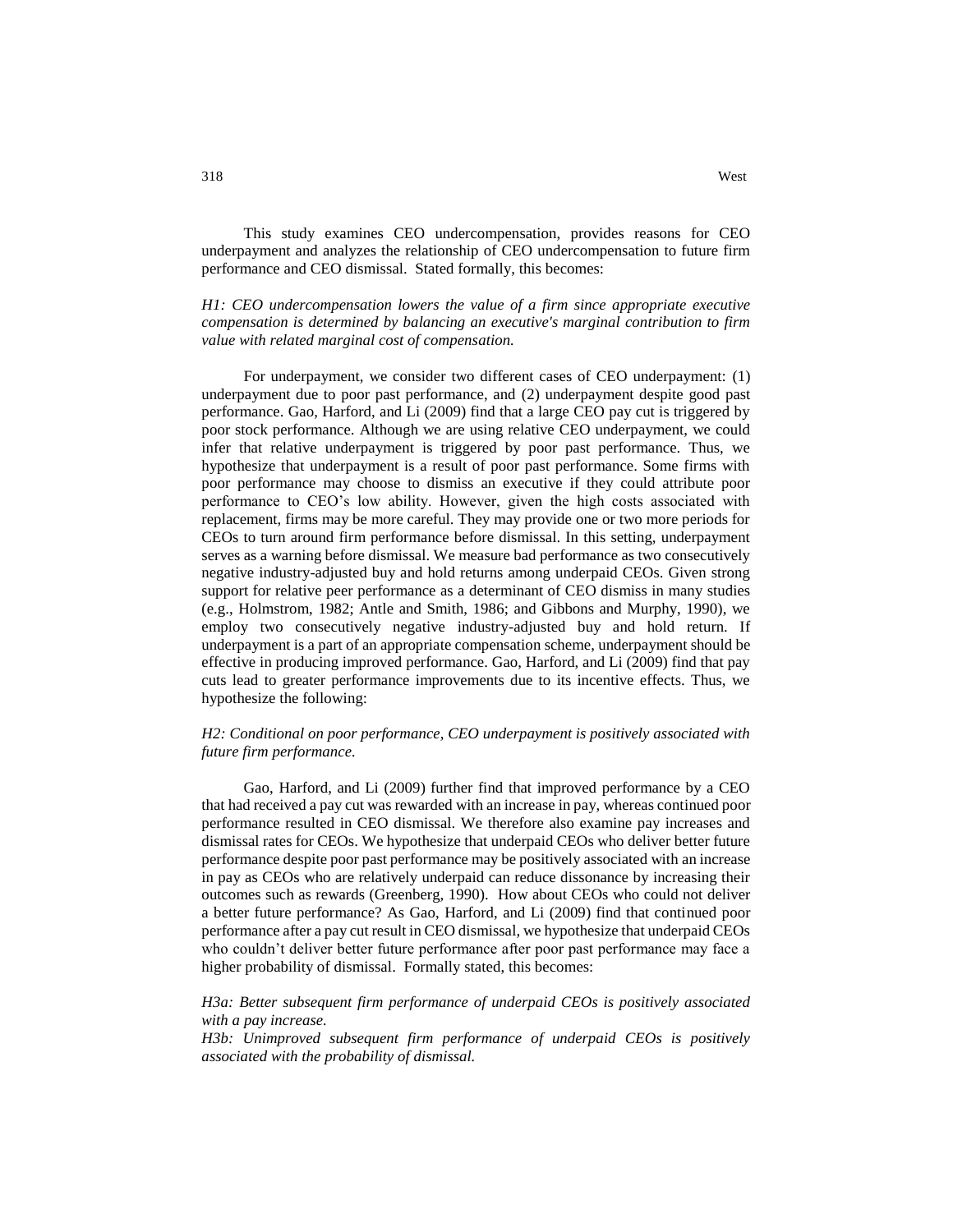This study examines CEO undercompensation, provides reasons for CEO underpayment and analyzes the relationship of CEO undercompensation to future firm performance and CEO dismissal. Stated formally, this becomes:

*H1: CEO undercompensation lowers the value of a firm since appropriate executive compensation is determined by balancing an executive's marginal contribution to firm value with related marginal cost of compensation.*

For underpayment, we consider two different cases of CEO underpayment: (1) underpayment due to poor past performance, and (2) underpayment despite good past performance. Gao, Harford, and Li (2009) find that a large CEO pay cut is triggered by poor stock performance. Although we are using relative CEO underpayment, we could infer that relative underpayment is triggered by poor past performance. Thus, we hypothesize that underpayment is a result of poor past performance. Some firms with poor performance may choose to dismiss an executive if they could attribute poor performance to CEO's low ability. However, given the high costs associated with replacement, firms may be more careful. They may provide one or two more periods for CEOs to turn around firm performance before dismissal. In this setting, underpayment serves as a warning before dismissal. We measure bad performance as two consecutively negative industry-adjusted buy and hold returns among underpaid CEOs. Given strong support for relative peer performance as a determinant of CEO dismiss in many studies (e.g., Holmstrom, 1982; Antle and Smith, 1986; and Gibbons and Murphy, 1990), we employ two consecutively negative industry-adjusted buy and hold return. If underpayment is a part of an appropriate compensation scheme, underpayment should be effective in producing improved performance. Gao, Harford, and Li (2009) find that pay cuts lead to greater performance improvements due to its incentive effects. Thus, we hypothesize the following:

*H2: Conditional on poor performance, CEO underpayment is positively associated with future firm performance.*

Gao, Harford, and Li (2009) further find that improved performance by a CEO that had received a pay cut was rewarded with an increase in pay, whereas continued poor performance resulted in CEO dismissal. We therefore also examine pay increases and dismissal rates for CEOs. We hypothesize that underpaid CEOs who deliver better future performance despite poor past performance may be positively associated with an increase in pay as CEOs who are relatively underpaid can reduce dissonance by increasing their outcomes such as rewards (Greenberg, 1990). How about CEOs who could not deliver a better future performance? As Gao, Harford, and Li (2009) find that continued poor performance after a pay cut result in CEO dismissal, we hypothesize that underpaid CEOs who couldn't deliver better future performance after poor past performance may face a higher probability of dismissal. Formally stated, this becomes:

*H3a: Better subsequent firm performance of underpaid CEOs is positively associated with a pay increase.*
*H3b: Unimproved subsequent firm performance of underpaid CEOs is positively associated with the probability of dismissal.*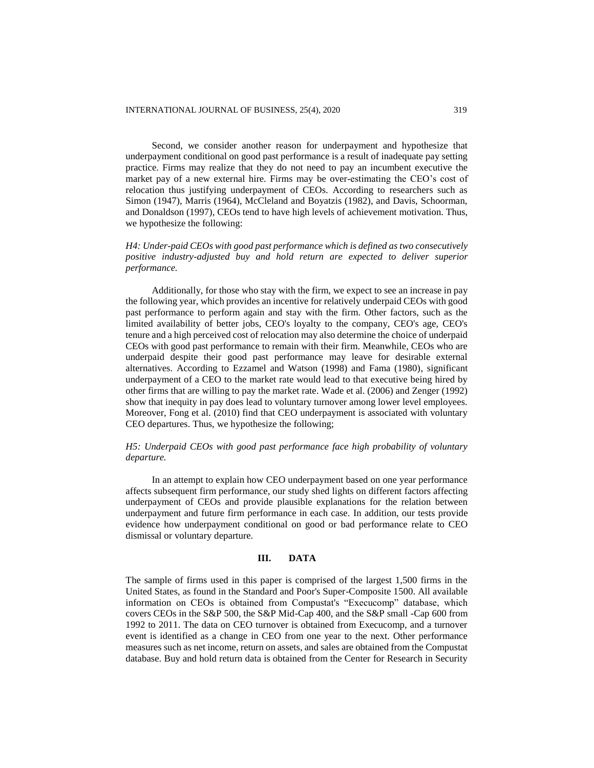Second, we consider another reason for underpayment and hypothesize that underpayment conditional on good past performance is a result of inadequate pay setting practice. Firms may realize that they do not need to pay an incumbent executive the market pay of a new external hire. Firms may be over-estimating the CEO's cost of relocation thus justifying underpayment of CEOs. According to researchers such as Simon (1947), Marris (1964), McCleland and Boyatzis (1982), and Davis, Schoorman, and Donaldson (1997), CEOs tend to have high levels of achievement motivation. Thus, we hypothesize the following:

*H4: Under-paid CEOs with good past performance which is defined as two consecutively positive industry-adjusted buy and hold return are expected to deliver superior performance.*

Additionally, for those who stay with the firm, we expect to see an increase in pay the following year, which provides an incentive for relatively underpaid CEOs with good past performance to perform again and stay with the firm. Other factors, such as the limited availability of better jobs, CEO's loyalty to the company, CEO's age, CEO's tenure and a high perceived cost of relocation may also determine the choice of underpaid CEOs with good past performance to remain with their firm. Meanwhile, CEOs who are underpaid despite their good past performance may leave for desirable external alternatives. According to Ezzamel and Watson (1998) and Fama (1980), significant underpayment of a CEO to the market rate would lead to that executive being hired by other firms that are willing to pay the market rate. Wade et al. (2006) and Zenger (1992) show that inequity in pay does lead to voluntary turnover among lower level employees. Moreover, Fong et al. (2010) find that CEO underpayment is associated with voluntary CEO departures. Thus, we hypothesize the following;

*H5: Underpaid CEOs with good past performance face high probability of voluntary departure.*

In an attempt to explain how CEO underpayment based on one year performance affects subsequent firm performance, our study shed lights on different factors affecting underpayment of CEOs and provide plausible explanations for the relation between underpayment and future firm performance in each case. In addition, our tests provide evidence how underpayment conditional on good or bad performance relate to CEO dismissal or voluntary departure.

## III. DATA

The sample of firms used in this paper is comprised of the largest 1,500 firms in the United States, as found in the Standard and Poor's Super-Composite 1500. All available information on CEOs is obtained from Compustat's "Execucomp" database, which covers CEOs in the S&P 500, the S&P Mid-Cap 400, and the S&P small -Cap 600 from 1992 to 2011. The data on CEO turnover is obtained from Execucomp, and a turnover event is identified as a change in CEO from one year to the next. Other performance measures such as net income, return on assets, and sales are obtained from the Compustat database. Buy and hold return data is obtained from the Center for Research in Security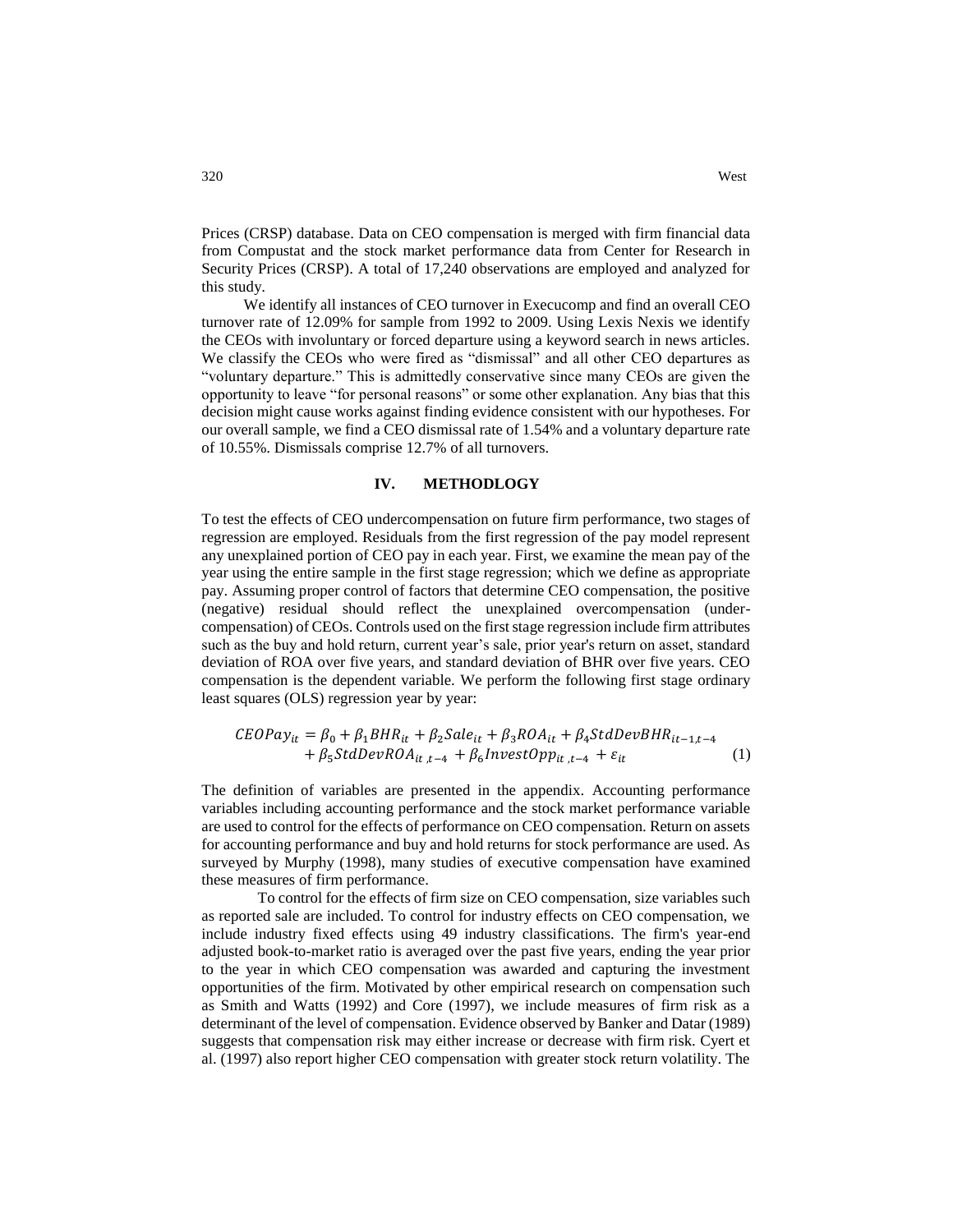Prices (CRSP) database. Data on CEO compensation is merged with firm financial data from Compustat and the stock market performance data from Center for Research in Security Prices (CRSP). A total of 17,240 observations are employed and analyzed for this study.

We identify all instances of CEO turnover in Execucomp and find an overall CEO turnover rate of 12.09% for sample from 1992 to 2009. Using Lexis Nexis we identify the CEOs with involuntary or forced departure using a keyword search in news articles. We classify the CEOs who were fired as "dismissal" and all other CEO departures as "voluntary departure." This is admittedly conservative since many CEOs are given the opportunity to leave "for personal reasons" or some other explanation. Any bias that this decision might cause works against finding evidence consistent with our hypotheses. For our overall sample, we find a CEO dismissal rate of 1.54% and a voluntary departure rate of 10.55%. Dismissals comprise 12.7% of all turnovers.

## IV. METHODLOGY

To test the effects of CEO undercompensation on future firm performance, two stages of regression are employed. Residuals from the first regression of the pay model represent any unexplained portion of CEO pay in each year. First, we examine the mean pay of the year using the entire sample in the first stage regression; which we define as appropriate pay. Assuming proper control of factors that determine CEO compensation, the positive (negative) residual should reflect the unexplained overcompensation (under-compensation) of CEOs. Controls used on the first stage regression include firm attributes such as the buy and hold return, current year's sale, prior year's return on asset, standard deviation of ROA over five years, and standard deviation of BHR over five years. CEO compensation is the dependent variable. We perform the following first stage ordinary least squares (OLS) regression year by year:

$$CEOPay_{it} = \beta_0 + \beta_1 BHR_{it} + \beta_2 Sale_{it} + \beta_3 ROA_{it} + \beta_4 StdDevBHR_{it-1,t-4} + \beta_5 StdDevROA_{it,t-4} + \beta_6 InvestOpp_{it,t-4} + \varepsilon_{it} \tag{1}$$

The definition of variables are presented in the appendix. Accounting performance variables including accounting performance and the stock market performance variable are used to control for the effects of performance on CEO compensation. Return on assets for accounting performance and buy and hold returns for stock performance are used. As surveyed by Murphy (1998), many studies of executive compensation have examined these measures of firm performance.

To control for the effects of firm size on CEO compensation, size variables such as reported sale are included. To control for industry effects on CEO compensation, we include industry fixed effects using 49 industry classifications. The firm's year-end adjusted book-to-market ratio is averaged over the past five years, ending the year prior to the year in which CEO compensation was awarded and capturing the investment opportunities of the firm. Motivated by other empirical research on compensation such as Smith and Watts (1992) and Core (1997), we include measures of firm risk as a determinant of the level of compensation. Evidence observed by Banker and Datar (1989) suggests that compensation risk may either increase or decrease with firm risk. Cyert et al. (1997) also report higher CEO compensation with greater stock return volatility. The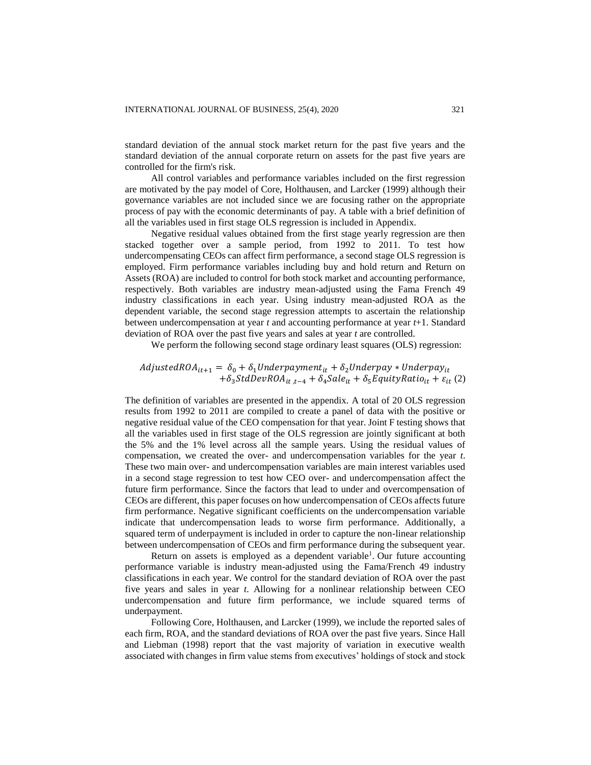standard deviation of the annual stock market return for the past five years and the standard deviation of the annual corporate return on assets for the past five years are controlled for the firm's risk.

All control variables and performance variables included on the first regression are motivated by the pay model of Core, Holthausen, and Larcker (1999) although their governance variables are not included since we are focusing rather on the appropriate process of pay with the economic determinants of pay. A table with a brief definition of all the variables used in first stage OLS regression is included in Appendix.

Negative residual values obtained from the first stage yearly regression are then stacked together over a sample period, from 1992 to 2011. To test how undercompensating CEOs can affect firm performance, a second stage OLS regression is employed. Firm performance variables including buy and hold return and Return on Assets (ROA) are included to control for both stock market and accounting performance, respectively. Both variables are industry mean-adjusted using the Fama French 49 industry classifications in each year. Using industry mean-adjusted ROA as the dependent variable, the second stage regression attempts to ascertain the relationship between undercompensation at year *t* and accounting performance at year *t*+1. Standard deviation of ROA over the past five years and sales at year *t* are controlled.

We perform the following second stage ordinary least squares (OLS) regression:

$$AdjustedROA_{it+1} = \delta_0 + \delta_1 Underpayment_{it} + \delta_2 Underpay * Underpay_{it} + \delta_3 StdDevROA_{it,t-4} + \delta_4 Sale_{it} + \delta_5 EquityRatio_{it} + \varepsilon_{it} \quad (2)$$

The definition of variables are presented in the appendix. A total of 20 OLS regression results from 1992 to 2011 are compiled to create a panel of data with the positive or negative residual value of the CEO compensation for that year. Joint F testing shows that all the variables used in first stage of the OLS regression are jointly significant at both the 5% and the 1% level across all the sample years. Using the residual values of compensation, we created the over- and undercompensation variables for the year *t*. These two main over- and undercompensation variables are main interest variables used in a second stage regression to test how CEO over- and undercompensation affect the future firm performance. Since the factors that lead to under and overcompensation of CEOs are different, this paper focuses on how undercompensation of CEOs affects future firm performance. Negative significant coefficients on the undercompensation variable indicate that undercompensation leads to worse firm performance. Additionally, a squared term of underpayment is included in order to capture the non-linear relationship between undercompensation of CEOs and firm performance during the subsequent year.

Return on assets is employed as a dependent variable[1]. Our future accounting performance variable is industry mean-adjusted using the Fama/French 49 industry classifications in each year. We control for the standard deviation of ROA over the past five years and sales in year *t*. Allowing for a nonlinear relationship between CEO undercompensation and future firm performance, we include squared terms of underpayment.

Following Core, Holthausen, and Larcker (1999), we include the reported sales of each firm, ROA, and the standard deviations of ROA over the past five years. Since Hall and Liebman (1998) report that the vast majority of variation in executive wealth associated with changes in firm value stems from executives' holdings of stock and stock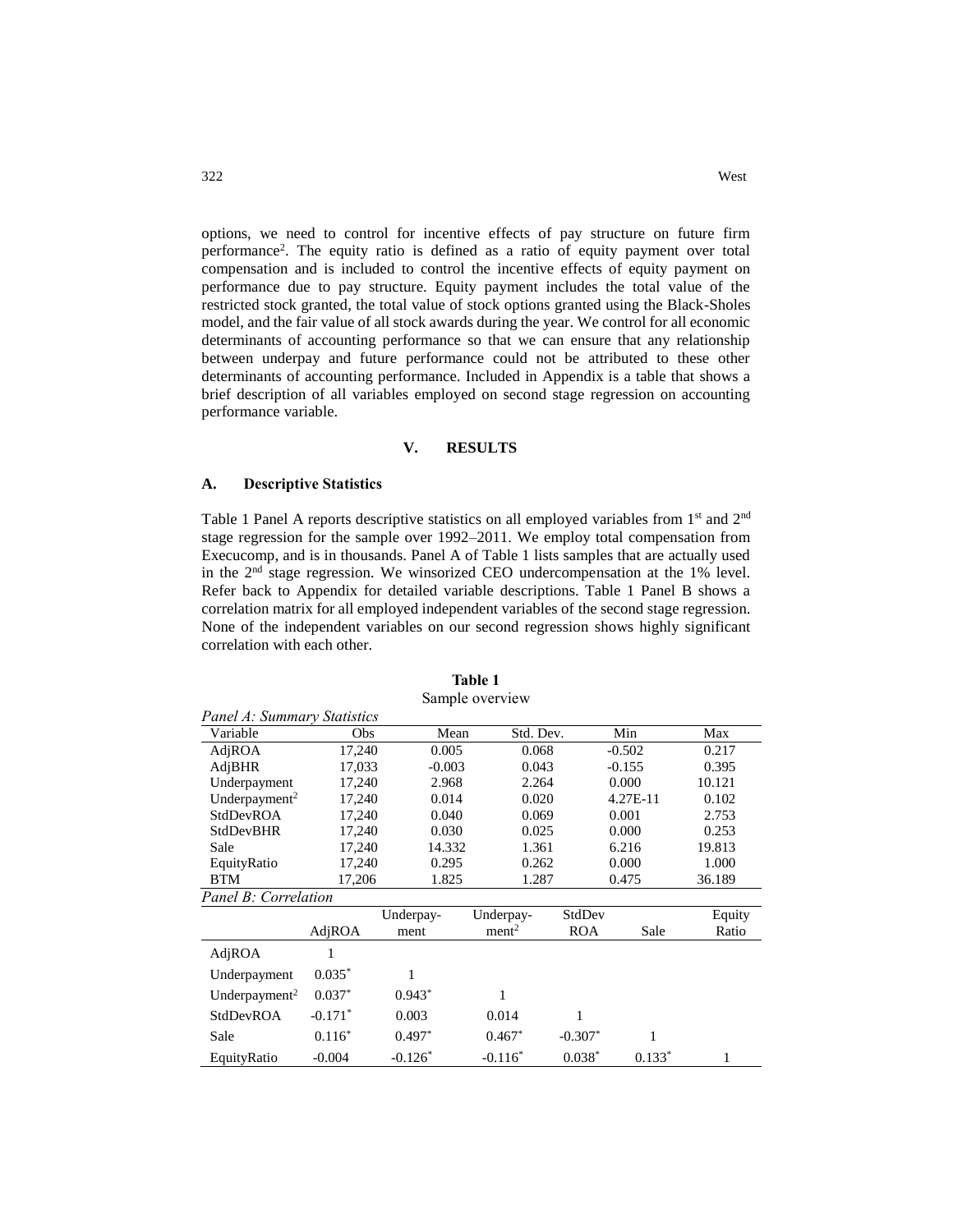options, we need to control for incentive effects of pay structure on future firm performance[2]. The equity ratio is defined as a ratio of equity payment over total compensation and is included to control the incentive effects of equity payment on performance due to pay structure. Equity payment includes the total value of the restricted stock granted, the total value of stock options granted using the Black-Sholes model, and the fair value of all stock awards during the year. We control for all economic determinants of accounting performance so that we can ensure that any relationship between underpay and future performance could not be attributed to these other determinants of accounting performance. Included in Appendix is a table that shows a brief description of all variables employed on second stage regression on accounting performance variable.

## V. RESULTS

### A. Descriptive Statistics

Table 1 Panel A reports descriptive statistics on all employed variables from 1st and 2nd stage regression for the sample over 1992–2011. We employ total compensation from Execucomp, and is in thousands. Panel A of Table 1 lists samples that are actually used in the 2nd stage regression. We winsorized CEO undercompensation at the 1% level. Refer back to Appendix for detailed variable descriptions. Table 1 Panel B shows a correlation matrix for all employed independent variables of the second stage regression. None of the independent variables on our second regression shows highly significant correlation with each other.

**Table 1**
Sample overview

*Panel A: Summary Statistics*

| Variable | Obs | Mean | Std. Dev. | Min | Max |
|---|---|---|---|---|---|
| AdjROA | 17,240 | 0.005 | 0.068 | -0.502 | 0.217 |
| AdjBHR | 17,033 | -0.003 | 0.043 | -0.155 | 0.395 |
| Underpayment | 17,240 | 2.968 | 2.264 | 0.000 | 10.121 |
| Underpayment$^2$ | 17,240 | 0.014 | 0.020 | 4.27E-11 | 0.102 |
| StdDevROA | 17,240 | 0.040 | 0.069 | 0.001 | 2.753 |
| StdDevBHR | 17,240 | 0.030 | 0.025 | 0.000 | 0.253 |
| Sale | 17,240 | 14.332 | 1.361 | 6.216 | 19.813 |
| EquityRatio | 17,240 | 0.295 | 0.262 | 0.000 | 1.000 |
| BTM | 17,206 | 1.825 | 1.287 | 0.475 | 36.189 |

*Panel B: Correlation*

| | AdjROA | Underpayment | Underpayment$^2$ | StdDev ROA | Sale | Equity Ratio |
|---|---|---|---|---|---|---|
| AdjROA | 1 | | | | | |
| Underpayment | 0.035* | 1 | | | | |
| Underpayment$^2$ | 0.037* | 0.943* | 1 | | | |
| StdDevROA | -0.171* | 0.003 | 0.014 | 1 | | |
| Sale | 0.116* | 0.497* | 0.467* | -0.307* | 1 | |
| EquityRatio | -0.004 | -0.126* | -0.116* | 0.038* | 0.133* | 1 |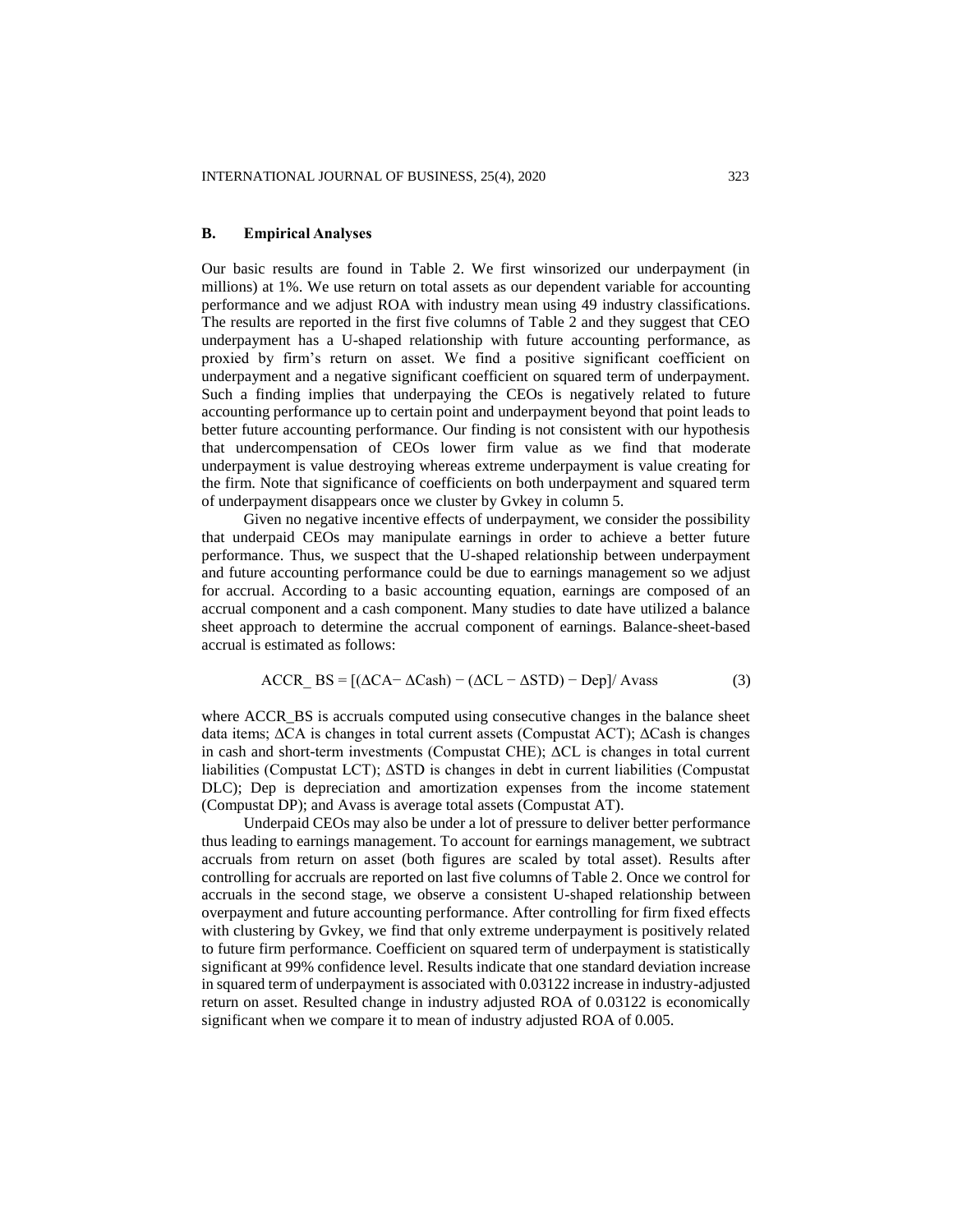### B. Empirical Analyses

Our basic results are found in Table 2. We first winsorized our underpayment (in millions) at 1%. We use return on total assets as our dependent variable for accounting performance and we adjust ROA with industry mean using 49 industry classifications. The results are reported in the first five columns of Table 2 and they suggest that CEO underpayment has a U-shaped relationship with future accounting performance, as proxied by firm's return on asset. We find a positive significant coefficient on underpayment and a negative significant coefficient on squared term of underpayment. Such a finding implies that underpaying the CEOs is negatively related to future accounting performance up to certain point and underpayment beyond that point leads to better future accounting performance. Our finding is not consistent with our hypothesis that undercompensation of CEOs lower firm value as we find that moderate underpayment is value destroying whereas extreme underpayment is value creating for the firm. Note that significance of coefficients on both underpayment and squared term of underpayment disappears once we cluster by Gvkey in column 5.

Given no negative incentive effects of underpayment, we consider the possibility that underpaid CEOs may manipulate earnings in order to achieve a better future performance. Thus, we suspect that the U-shaped relationship between underpayment and future accounting performance could be due to earnings management so we adjust for accrual. According to a basic accounting equation, earnings are composed of an accrual component and a cash component. Many studies to date have utilized a balance sheet approach to determine the accrual component of earnings. Balance-sheet-based accrual is estimated as follows:

$$ACCR\_BS = [(\Delta CA - \Delta Cash) - (\Delta CL - \Delta STD) - Dep] / Avass \tag{3}$$

where ACCR_BS is accruals computed using consecutive changes in the balance sheet data items; $\Delta CA$ is changes in total current assets (Compustat ACT); $\Delta Cash$ is changes in cash and short-term investments (Compustat CHE); $\Delta CL$ is changes in total current liabilities (Compustat LCT); $\Delta STD$ is changes in debt in current liabilities (Compustat DLC); Dep is depreciation and amortization expenses from the income statement (Compustat DP); and Avass is average total assets (Compustat AT).

Underpaid CEOs may also be under a lot of pressure to deliver better performance thus leading to earnings management. To account for earnings management, we subtract accruals from return on asset (both figures are scaled by total asset). Results after controlling for accruals are reported on last five columns of Table 2. Once we control for accruals in the second stage, we observe a consistent U-shaped relationship between overpayment and future accounting performance. After controlling for firm fixed effects with clustering by Gvkey, we find that only extreme underpayment is positively related to future firm performance. Coefficient on squared term of underpayment is statistically significant at 99% confidence level. Results indicate that one standard deviation increase in squared term of underpayment is associated with 0.03122 increase in industry-adjusted return on asset. Resulted change in industry adjusted ROA of 0.03122 is economically significant when we compare it to mean of industry adjusted ROA of 0.005.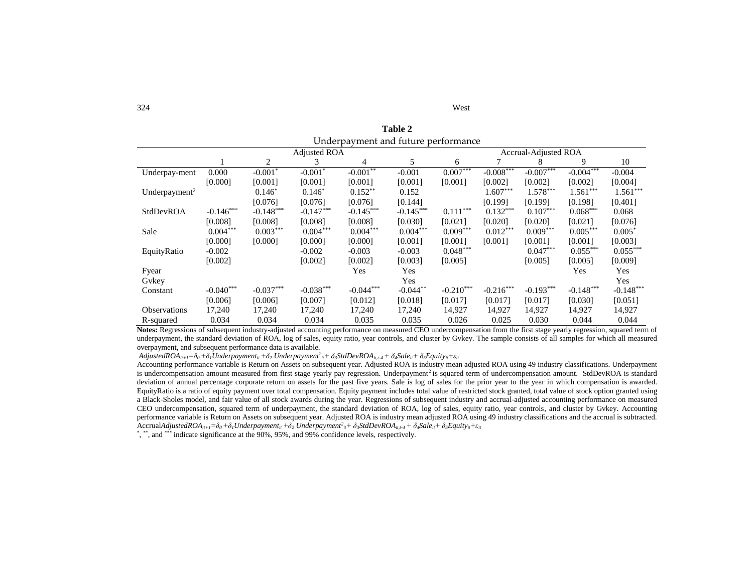**Table 2**

Underpayment and future performance

| | Adjusted ROA | | | | | Accrual-Adjusted ROA | | | | |
|---|---|---|---|---|---|---|---|---|---|---|
| | 1 | 2 | 3 | 4 | 5 | 6 | 7 | 8 | 9 | 10 |
| Underpay-ment | 0.000 | -0.001* | -0.001* | -0.001** | -0.001 | 0.007*** | -0.008*** | -0.007*** | -0.004*** | -0.004 |
| | [0.000] | [0.001] | [0.001] | [0.001] | [0.001] | [0.001] | [0.002] | [0.002] | [0.002] | [0.004] |
| Underpayment$^2$ | | 0.146* | 0.146* | 0.152** | 0.152 | | 1.607*** | 1.578*** | 1.561*** | 1.561*** |
| | | [0.076] | [0.076] | [0.076] | [0.144] | | [0.199] | [0.199] | [0.198] | [0.401] |
| StdDevROA | -0.146*** | -0.148*** | -0.147*** | -0.145*** | -0.145*** | 0.111*** | 0.132*** | 0.107*** | 0.068*** | 0.068 |
| | [0.008] | [0.008] | [0.008] | [0.008] | [0.030] | [0.021] | [0.020] | [0.020] | [0.021] | [0.076] |
| Sale | 0.004*** | 0.003*** | 0.004*** | 0.004*** | 0.004*** | 0.009*** | 0.012*** | 0.009*** | 0.005*** | 0.005* |
| | [0.000] | [0.000] | [0.000] | [0.000] | [0.001] | [0.001] | [0.001] | [0.001] | [0.001] | [0.003] |
| EquityRatio | -0.002 | | -0.002 | -0.003 | -0.003 | 0.048*** | | 0.047*** | 0.055*** | 0.055*** |
| | [0.002] | | [0.002] | [0.002] | [0.003] | [0.005] | | [0.005] | [0.005] | [0.009] |
| Fyear | | | | Yes | Yes | | | | Yes | Yes |
| Gvkey | | | | | Yes | | | | | Yes |
| Constant | -0.040*** | -0.037*** | -0.038*** | -0.044*** | -0.044** | -0.210*** | -0.216*** | -0.193*** | -0.148*** | -0.148*** |
| | [0.006] | [0.006] | [0.007] | [0.012] | [0.018] | [0.017] | [0.017] | [0.017] | [0.030] | [0.051] |
| Observations | 17,240 | 17,240 | 17,240 | 17,240 | 17,240 | 14,927 | 14,927 | 14,927 | 14,927 | 14,927 |
| R-squared | 0.034 | 0.034 | 0.034 | 0.035 | 0.035 | 0.026 | 0.025 | 0.030 | 0.044 | 0.044 |

**Notes:** Regressions of subsequent industry-adjusted accounting performance on measured CEO undercompensation from the first stage yearly regression, squared term of underpayment, the standard deviation of ROA, log of sales, equity ratio, year controls, and cluster by Gvkey. The sample consists of all samples for which all measured overpayment, and subsequent performance data is available.

$AdjustedROA_{it+1}=\delta_0+\delta_1 Underpayment_{it}+\delta_2 Underpayment^2_{it}+\delta_3 StdDevROA_{it,t-4}+\delta_4 Sale_{it}+\delta_5 Equity_{it}+\varepsilon_{it}$

Accounting performance variable is Return on Assets on subsequent year. Adjusted ROA is industry mean adjusted ROA using 49 industry classifications. Underpayment is undercompensation amount measured from first stage yearly pay regression. Underpayment$^2$ is squared term of undercompensation amount. StdDevROA is standard deviation of annual percentage corporate return on assets for the past five years. Sale is log of sales for the prior year to the year in which compensation is awarded. EquityRatio is a ratio of equity payment over total compensation. Equity payment includes total value of restricted stock granted, total value of stock option granted using a Black-Scholes model, and fair value of all stock awards during the year. Regressions of subsequent industry and accrual-adjusted accounting performance on measured CEO undercompensation, squared term of underpayment, the standard deviation of ROA, log of sales, equity ratio, year controls, and cluster by Gvkey. Accounting performance variable is Return on Assets on subsequent year. Adjusted ROA is industry mean adjusted ROA using 49 industry classifications and the accrual is subtracted.

$AccrualAdjustedROA_{it+1}=\delta_0+\delta_1 Underpayment_{it}+\delta_2 Underpayment^2_{it}+\delta_3 StdDevROA_{it,t-4}+\delta_4 Sale_{it}+\delta_5 Equity_{it}+\varepsilon_{it}$

*, **, and *** indicate significance at the 90%, 95%, and 99% confidence levels, respectively.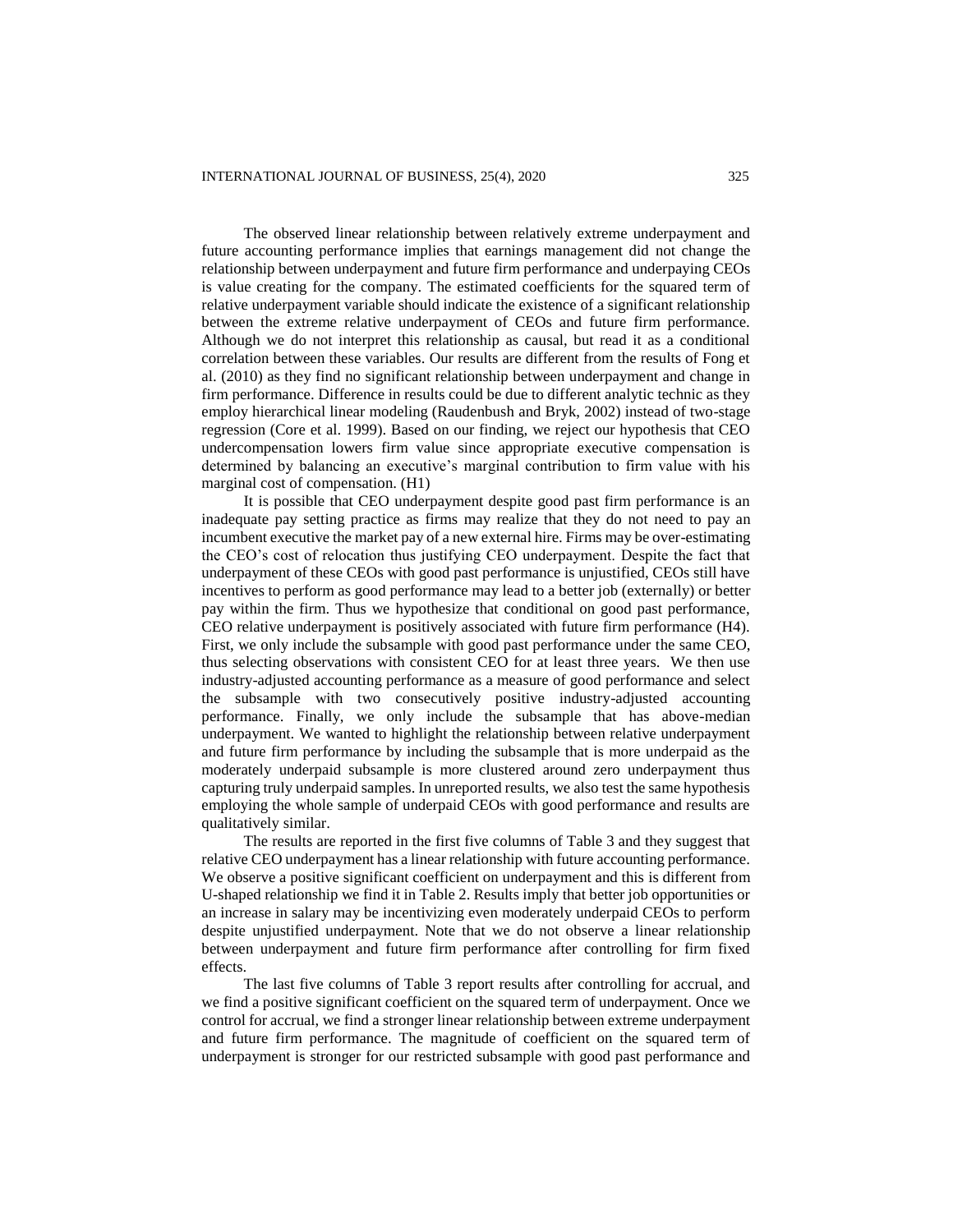The observed linear relationship between relatively extreme underpayment and future accounting performance implies that earnings management did not change the relationship between underpayment and future firm performance and underpaying CEOs is value creating for the company. The estimated coefficients for the squared term of relative underpayment variable should indicate the existence of a significant relationship between the extreme relative underpayment of CEOs and future firm performance. Although we do not interpret this relationship as causal, but read it as a conditional correlation between these variables. Our results are different from the results of Fong et al. (2010) as they find no significant relationship between underpayment and change in firm performance. Difference in results could be due to different analytic technic as they employ hierarchical linear modeling (Raudenbush and Bryk, 2002) instead of two-stage regression (Core et al. 1999). Based on our finding, we reject our hypothesis that CEO undercompensation lowers firm value since appropriate executive compensation is determined by balancing an executive's marginal contribution to firm value with his marginal cost of compensation. (H1)

It is possible that CEO underpayment despite good past firm performance is an inadequate pay setting practice as firms may realize that they do not need to pay an incumbent executive the market pay of a new external hire. Firms may be over-estimating the CEO's cost of relocation thus justifying CEO underpayment. Despite the fact that underpayment of these CEOs with good past performance is unjustified, CEOs still have incentives to perform as good performance may lead to a better job (externally) or better pay within the firm. Thus we hypothesize that conditional on good past performance, CEO relative underpayment is positively associated with future firm performance (H4). First, we only include the subsample with good past performance under the same CEO, thus selecting observations with consistent CEO for at least three years. We then use industry-adjusted accounting performance as a measure of good performance and select the subsample with two consecutively positive industry-adjusted accounting performance. Finally, we only include the subsample that has above-median underpayment. We wanted to highlight the relationship between relative underpayment and future firm performance by including the subsample that is more underpaid as the moderately underpaid subsample is more clustered around zero underpayment thus capturing truly underpaid samples. In unreported results, we also test the same hypothesis employing the whole sample of underpaid CEOs with good performance and results are qualitatively similar.

The results are reported in the first five columns of Table 3 and they suggest that relative CEO underpayment has a linear relationship with future accounting performance. We observe a positive significant coefficient on underpayment and this is different from U-shaped relationship we find it in Table 2. Results imply that better job opportunities or an increase in salary may be incentivizing even moderately underpaid CEOs to perform despite unjustified underpayment. Note that we do not observe a linear relationship between underpayment and future firm performance after controlling for firm fixed effects.

The last five columns of Table 3 report results after controlling for accrual, and we find a positive significant coefficient on the squared term of underpayment. Once we control for accrual, we find a stronger linear relationship between extreme underpayment and future firm performance. The magnitude of coefficient on the squared term of underpayment is stronger for our restricted subsample with good past performance and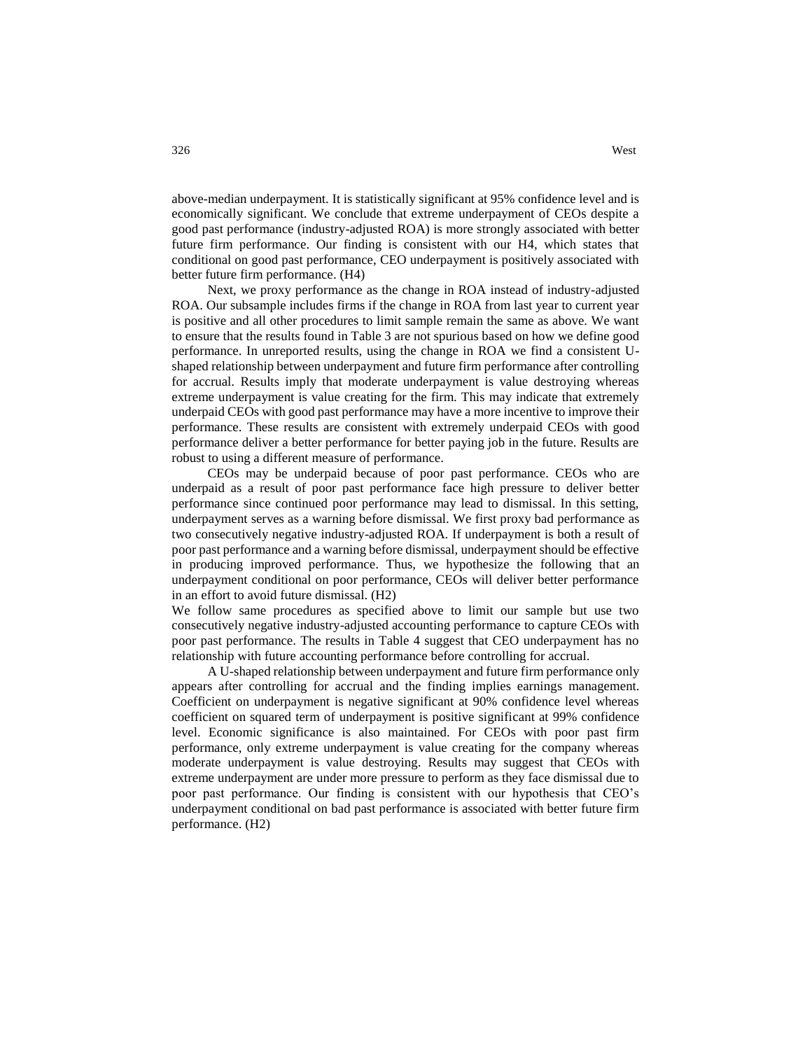above-median underpayment. It is statistically significant at 95% confidence level and is economically significant. We conclude that extreme underpayment of CEOs despite a good past performance (industry-adjusted ROA) is more strongly associated with better future firm performance. Our finding is consistent with our H4, which states that conditional on good past performance, CEO underpayment is positively associated with better future firm performance. (H4)

Next, we proxy performance as the change in ROA instead of industry-adjusted ROA. Our subsample includes firms if the change in ROA from last year to current year is positive and all other procedures to limit sample remain the same as above. We want to ensure that the results found in Table 3 are not spurious based on how we define good performance. In unreported results, using the change in ROA we find a consistent U-shaped relationship between underpayment and future firm performance after controlling for accrual. Results imply that moderate underpayment is value destroying whereas extreme underpayment is value creating for the firm. This may indicate that extremely underpaid CEOs with good past performance may have a more incentive to improve their performance. These results are consistent with extremely underpaid CEOs with good performance deliver a better performance for better paying job in the future. Results are robust to using a different measure of performance.

CEOs may be underpaid because of poor past performance. CEOs who are underpaid as a result of poor past performance face high pressure to deliver better performance since continued poor performance may lead to dismissal. In this setting, underpayment serves as a warning before dismissal. We first proxy bad performance as two consecutively negative industry-adjusted ROA. If underpayment is both a result of poor past performance and a warning before dismissal, underpayment should be effective in producing improved performance. Thus, we hypothesize the following that an underpayment conditional on poor performance, CEOs will deliver better performance in an effort to avoid future dismissal. (H2)

We follow same procedures as specified above to limit our sample but use two consecutively negative industry-adjusted accounting performance to capture CEOs with poor past performance. The results in Table 4 suggest that CEO underpayment has no relationship with future accounting performance before controlling for accrual.

A U-shaped relationship between underpayment and future firm performance only appears after controlling for accrual and the finding implies earnings management. Coefficient on underpayment is negative significant at 90% confidence level whereas coefficient on squared term of underpayment is positive significant at 99% confidence level. Economic significance is also maintained. For CEOs with poor past firm performance, only extreme underpayment is value creating for the company whereas moderate underpayment is value destroying. Results may suggest that CEOs with extreme underpayment are under more pressure to perform as they face dismissal due to poor past performance. Our finding is consistent with our hypothesis that CEO's underpayment conditional on bad past performance is associated with better future firm performance. (H2)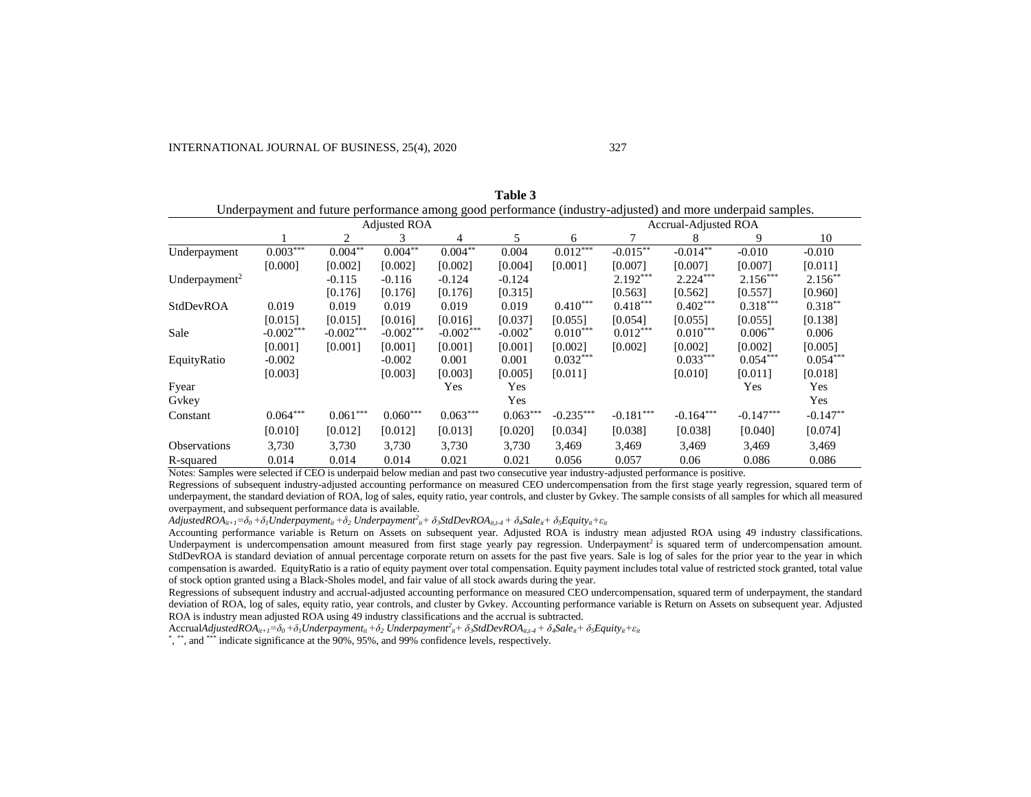**Table 3**

Underpayment and future performance among good performance (industry-adjusted) and more underpaid samples.

| | Adjusted ROA | | | | | Accrual-Adjusted ROA | | | | |
|---|---|---|---|---|---|---|---|---|---|---|
| | 1 | 2 | 3 | 4 | 5 | 6 | 7 | 8 | 9 | 10 |
| Underpayment | 0.003*** | 0.004** | 0.004** | 0.004** | 0.004 | 0.012*** | -0.015** | -0.014** | -0.010 | -0.010 |
| | [0.000] | [0.002] | [0.002] | [0.002] | [0.004] | [0.001] | [0.007] | [0.007] | [0.007] | [0.011] |
| Underpayment$^2$ | | -0.115 | -0.116 | -0.124 | -0.124 | | 2.192*** | 2.224*** | 2.156*** | 2.156** |
| | | [0.176] | [0.176] | [0.176] | [0.315] | | [0.563] | [0.562] | [0.557] | [0.960] |
| StdDevROA | 0.019 | 0.019 | 0.019 | 0.019 | 0.019 | 0.410*** | 0.418*** | 0.402*** | 0.318*** | 0.318** |
| | [0.015] | [0.015] | [0.016] | [0.016] | [0.037] | [0.055] | [0.054] | [0.055] | [0.055] | [0.138] |
| Sale | -0.002*** | -0.002*** | -0.002*** | -0.002*** | -0.002* | 0.010*** | 0.012*** | 0.010*** | 0.006** | 0.006 |
| | [0.001] | [0.001] | [0.001] | [0.001] | [0.001] | [0.002] | [0.002] | [0.002] | [0.002] | [0.005] |
| EquityRatio | -0.002 | | -0.002 | 0.001 | 0.001 | 0.032*** | | 0.033*** | 0.054*** | 0.054*** |
| | [0.003] | | [0.003] | [0.003] | [0.005] | [0.011] | | [0.010] | [0.011] | [0.018] |
| Fyear | | | | Yes | Yes | | | | Yes | Yes |
| Gvkey | | | | | Yes | | | | | Yes |
| Constant | 0.064*** | 0.061*** | 0.060*** | 0.063*** | 0.063*** | -0.235*** | -0.181*** | -0.164*** | -0.147*** | -0.147** |
| | [0.010] | [0.012] | [0.012] | [0.013] | [0.020] | [0.034] | [0.038] | [0.038] | [0.040] | [0.074] |
| Observations | 3,730 | 3,730 | 3,730 | 3,730 | 3,730 | 3,469 | 3,469 | 3,469 | 3,469 | 3,469 |
| R-squared | 0.014 | 0.014 | 0.014 | 0.021 | 0.021 | 0.056 | 0.057 | 0.06 | 0.086 | 0.086 |

Notes: Samples were selected if CEO is underpaid below median and past two consecutive year industry-adjusted performance is positive.

Regressions of subsequent industry-adjusted accounting performance on measured CEO undercompensation from the first stage yearly regression, squared term of underpayment, the standard deviation of ROA, log of sales, equity ratio, year controls, and cluster by Gvkey. The sample consists of all samples for which all measured overpayment, and subsequent performance data is available.

$AdjustedROA_{it+1}=\delta_0+\delta_1 Underpayment_{it}+\delta_2\ Underpayment^2_{it}+\delta_3 StdDevROA_{it,t-4}+\delta_4 Sale_{it}+\delta_5 Equity_{it}+\varepsilon_{it}$

Accounting performance variable is Return on Assets on subsequent year. Adjusted ROA is industry mean adjusted ROA using 49 industry classifications. Underpayment is undercompensation amount measured from first stage yearly pay regression. Underpayment$^2$ is squared term of undercompensation amount. StdDevROA is standard deviation of annual percentage corporate return on assets for the past five years. Sale is log of sales for the prior year to the year in which compensation is awarded. EquityRatio is a ratio of equity payment over total compensation. Equity payment includes total value of restricted stock granted, total value of stock option granted using a Black-Sholes model, and fair value of all stock awards during the year.

Regressions of subsequent industry and accrual-adjusted accounting performance on measured CEO undercompensation, squared term of underpayment, the standard deviation of ROA, log of sales, equity ratio, year controls, and cluster by Gvkey. Accounting performance variable is Return on Assets on subsequent year. Adjusted ROA is industry mean adjusted ROA using 49 industry classifications and the accrual is subtracted.

$AccrualAdjustedROA_{it+1}=\delta_0+\delta_1 Underpayment_{it}+\delta_2\ Underpayment^2_{it}+\delta_3 StdDevROA_{it,t-4}+\delta_4 Sale_{it}+\delta_5 Equity_{it}+\varepsilon_{it}$

*, **, and *** indicate significance at the 90%, 95%, and 99% confidence levels, respectively.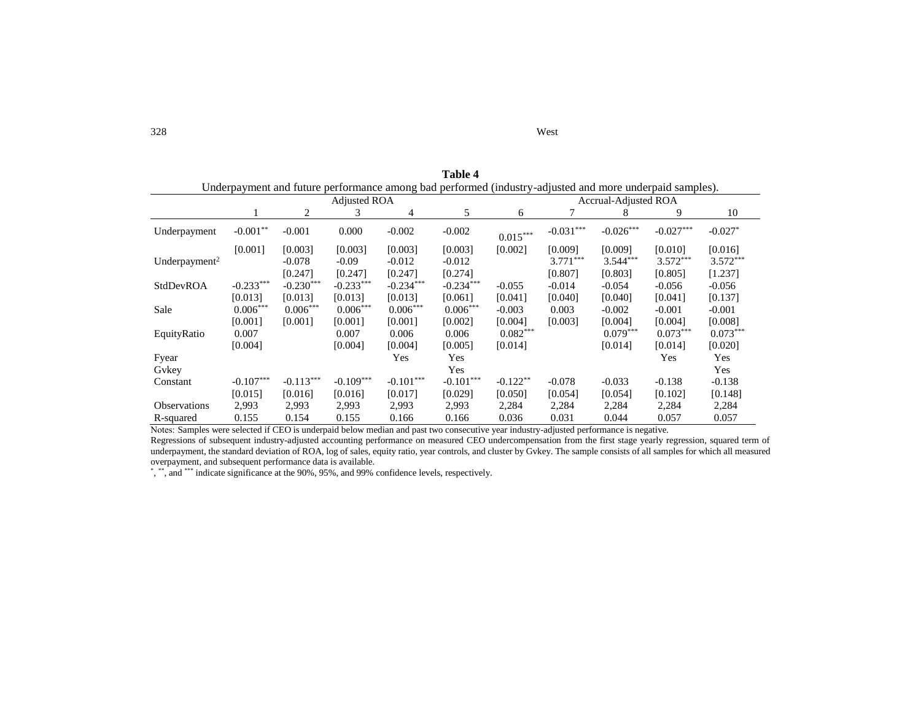**Table 4**

Underpayment and future performance among bad performed (industry-adjusted and more underpaid samples).

| | Adjusted ROA | | | | | Accrual-Adjusted ROA | | | | |
|---|---|---|---|---|---|---|---|---|---|---|
| | 1 | 2 | 3 | 4 | 5 | 6 | 7 | 8 | 9 | 10 |
| Underpayment | -0.001** | -0.001 | 0.000 | -0.002 | -0.002 | 0.015*** | -0.031*** | -0.026*** | -0.027*** | -0.027* |
| | [0.001] | [0.003] | [0.003] | [0.003] | [0.003] | [0.002] | [0.009] | [0.009] | [0.010] | [0.016] |
| Underpayment$^2$ | | -0.078 | -0.09 | -0.012 | -0.012 | | 3.771*** | 3.544*** | 3.572*** | 3.572*** |
| | | [0.247] | [0.247] | [0.247] | [0.274] | | [0.807] | [0.803] | [0.805] | [1.237] |
| StdDevROA | -0.233*** | -0.230*** | -0.233*** | -0.234*** | -0.234*** | -0.055 | -0.014 | -0.054 | -0.056 | -0.056 |
| | [0.013] | [0.013] | [0.013] | [0.013] | [0.061] | [0.041] | [0.040] | [0.040] | [0.041] | [0.137] |
| Sale | 0.006*** | 0.006*** | 0.006*** | 0.006*** | 0.006*** | -0.003 | 0.003 | -0.002 | -0.001 | -0.001 |
| | [0.001] | [0.001] | [0.001] | [0.001] | [0.002] | [0.004] | [0.003] | [0.004] | [0.004] | [0.008] |
| EquityRatio | 0.007 | | 0.007 | 0.006 | 0.006 | 0.082*** | | 0.079*** | 0.073*** | 0.073*** |
| | [0.004] | | [0.004] | [0.004] | [0.005] | [0.014] | | [0.014] | [0.014] | [0.020] |
| Fyear | | | | Yes | Yes | | | | Yes | Yes |
| Gvkey | | | | | Yes | | | | | Yes |
| Constant | -0.107*** | -0.113*** | -0.109*** | -0.101*** | -0.101*** | -0.122** | -0.078 | -0.033 | -0.138 | -0.138 |
| | [0.015] | [0.016] | [0.016] | [0.017] | [0.029] | [0.050] | [0.054] | [0.054] | [0.102] | [0.148] |
| Observations | 2,993 | 2,993 | 2,993 | 2,993 | 2,993 | 2,284 | 2,284 | 2,284 | 2,284 | 2,284 |
| R-squared | 0.155 | 0.154 | 0.155 | 0.166 | 0.166 | 0.036 | 0.031 | 0.044 | 0.057 | 0.057 |

Notes: Samples were selected if CEO is underpaid below median and past two consecutive year industry-adjusted performance is negative.

Regressions of subsequent industry-adjusted accounting performance on measured CEO undercompensation from the first stage yearly regression, squared term of underpayment, the standard deviation of ROA, log of sales, equity ratio, year controls, and cluster by Gvkey. The sample consists of all samples for which all measured overpayment, and subsequent performance data is available.

*, **, and *** indicate significance at the 90%, 95%, and 99% confidence levels, respectively.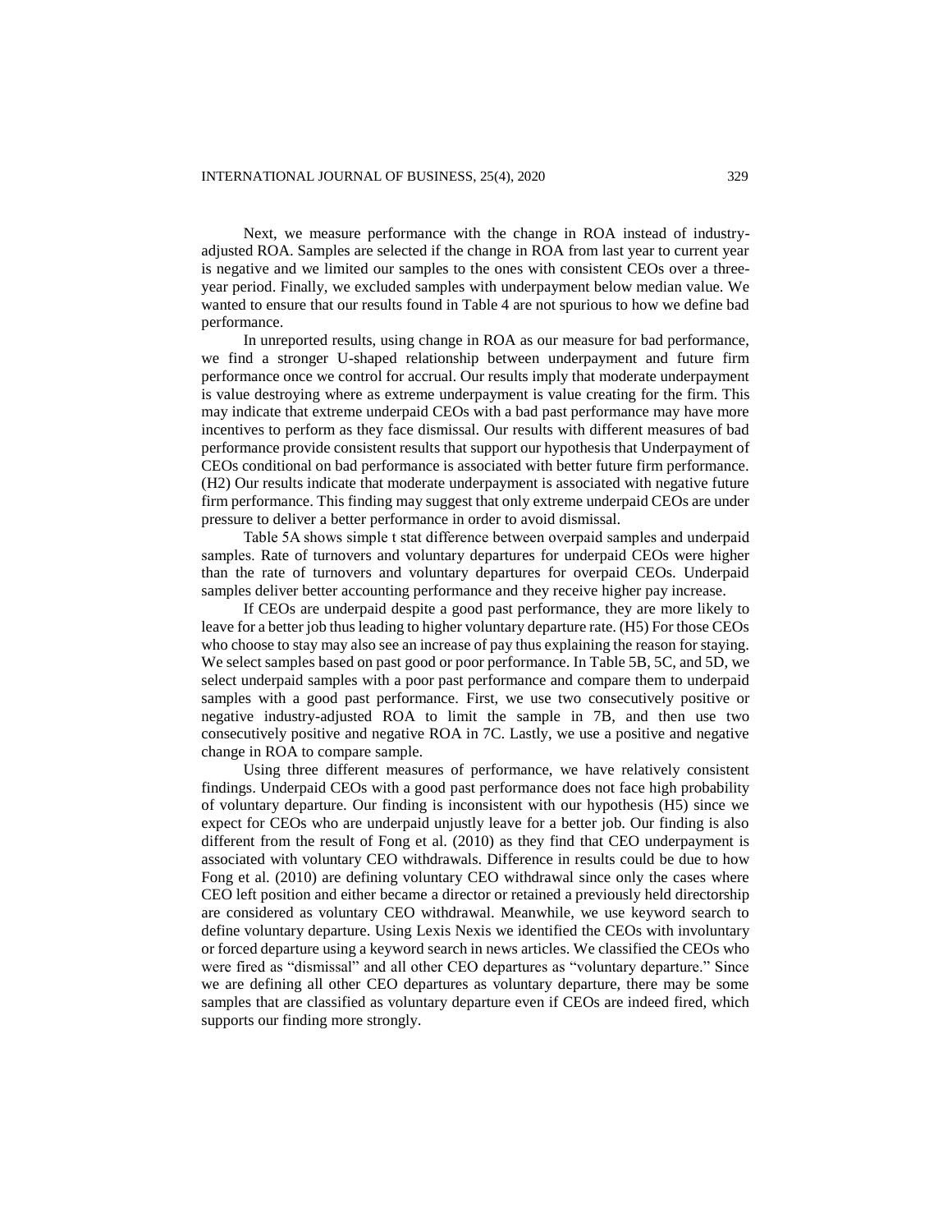Next, we measure performance with the change in ROA instead of industry-adjusted ROA. Samples are selected if the change in ROA from last year to current year is negative and we limited our samples to the ones with consistent CEOs over a three-year period. Finally, we excluded samples with underpayment below median value. We wanted to ensure that our results found in Table 4 are not spurious to how we define bad performance.

In unreported results, using change in ROA as our measure for bad performance, we find a stronger U-shaped relationship between underpayment and future firm performance once we control for accrual. Our results imply that moderate underpayment is value destroying where as extreme underpayment is value creating for the firm. This may indicate that extreme underpaid CEOs with a bad past performance may have more incentives to perform as they face dismissal. Our results with different measures of bad performance provide consistent results that support our hypothesis that Underpayment of CEOs conditional on bad performance is associated with better future firm performance. (H2) Our results indicate that moderate underpayment is associated with negative future firm performance. This finding may suggest that only extreme underpaid CEOs are under pressure to deliver a better performance in order to avoid dismissal.

Table 5A shows simple t stat difference between overpaid samples and underpaid samples. Rate of turnovers and voluntary departures for underpaid CEOs were higher than the rate of turnovers and voluntary departures for overpaid CEOs. Underpaid samples deliver better accounting performance and they receive higher pay increase.

If CEOs are underpaid despite a good past performance, they are more likely to leave for a better job thus leading to higher voluntary departure rate. (H5) For those CEOs who choose to stay may also see an increase of pay thus explaining the reason for staying. We select samples based on past good or poor performance. In Table 5B, 5C, and 5D, we select underpaid samples with a poor past performance and compare them to underpaid samples with a good past performance. First, we use two consecutively positive or negative industry-adjusted ROA to limit the sample in 7B, and then use two consecutively positive and negative ROA in 7C. Lastly, we use a positive and negative change in ROA to compare sample.

Using three different measures of performance, we have relatively consistent findings. Underpaid CEOs with a good past performance does not face high probability of voluntary departure. Our finding is inconsistent with our hypothesis (H5) since we expect for CEOs who are underpaid unjustly leave for a better job. Our finding is also different from the result of Fong et al. (2010) as they find that CEO underpayment is associated with voluntary CEO withdrawals. Difference in results could be due to how Fong et al. (2010) are defining voluntary CEO withdrawal since only the cases where CEO left position and either became a director or retained a previously held directorship are considered as voluntary CEO withdrawal. Meanwhile, we use keyword search to define voluntary departure. Using Lexis Nexis we identified the CEOs with involuntary or forced departure using a keyword search in news articles. We classified the CEOs who were fired as "dismissal" and all other CEO departures as "voluntary departure." Since we are defining all other CEO departures as voluntary departure, there may be some samples that are classified as voluntary departure even if CEOs are indeed fired, which supports our finding more strongly.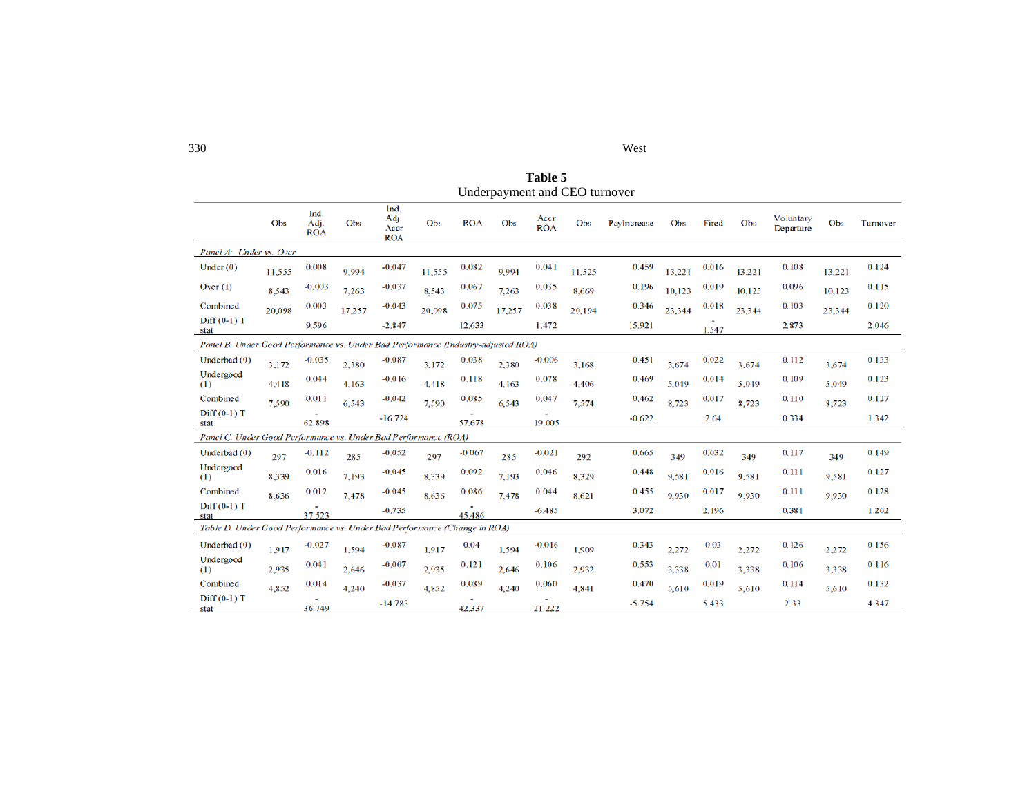**Table 5**
Underpayment and CEO turnover

| | Obs | Ind. Adj. ROA | Obs | Ind. Adj. Accr ROA | Obs | ROA | Obs | Accr ROA | Obs | PayIncrease | Obs | Fired | Obs | Voluntary Departure | Obs | Turnover |
|---|---|---|---|---|---|---|---|---|---|---|---|---|---|---|---|---|
| *Panel A: Under vs. Over* | | | | | | | | | | | | | | | | |
| Under (0) | 11,555 | 0.008 | 9,994 | -0.047 | 11,555 | 0.082 | 9,994 | 0.041 | 11,525 | 0.459 | 13,221 | 0.016 | 13,221 | 0.108 | 13,221 | 0.124 |
| Over (1) | 8,543 | -0.003 | 7,263 | -0.037 | 8,543 | 0.067 | 7,263 | 0.035 | 8,669 | 0.196 | 10,123 | 0.019 | 10,123 | 0.096 | 10,123 | 0.115 |
| Combined | 20,098 | 0.003 | 17,257 | -0.043 | 20,098 | 0.075 | 17,257 | 0.038 | 20,194 | 0.346 | 23,344 | 0.018 | 23,344 | 0.103 | 23,344 | 0.120 |
| Diff (0-1) T stat | | 9.596 | | -2.847 | | 12.633 | | 1.472 | | 15.921 | | -1.547 | | 2.873 | | 2.046 |
| *Panel B. Under Good Performance vs. Under Bad Performance (Industry-adjusted ROA)* | | | | | | | | | | | | | | | | |
| Underbad (0) | 3,172 | -0.035 | 2,380 | -0.087 | 3,172 | 0.038 | 2,380 | -0.006 | 3,168 | 0.451 | 3,674 | 0.022 | 3,674 | 0.112 | 3,674 | 0.133 |
| Undergood (1) | 4,418 | 0.044 | 4,163 | -0.016 | 4,418 | 0.118 | 4,163 | 0.078 | 4,406 | 0.469 | 5,049 | 0.014 | 5,049 | 0.109 | 5,049 | 0.123 |
| Combined | 7,590 | 0.011 | 6,543 | -0.042 | 7,590 | 0.085 | 6,543 | 0.047 | 7,574 | 0.462 | 8,723 | 0.017 | 8,723 | 0.110 | 8,723 | 0.127 |
| Diff (0-1) T stat | | -62.898 | | -16.724 | | -57.678 | | -19.005 | | -0.622 | | 2.64 | | 0.334 | | 1.342 |
| *Panel C. Under Good Performance vs. Under Bad Performance (ROA)* | | | | | | | | | | | | | | | | |
| Underbad (0) | 297 | -0.112 | 285 | -0.052 | 297 | -0.067 | 285 | -0.021 | 292 | 0.665 | 349 | 0.032 | 349 | 0.117 | 349 | 0.149 |
| Undergood (1) | 8,339 | 0.016 | 7,193 | -0.045 | 8,339 | 0.092 | 7,193 | 0.046 | 8,329 | 0.448 | 9,581 | 0.016 | 9,581 | 0.111 | 9,581 | 0.127 |
| Combined | 8,636 | 0.012 | 7,478 | -0.045 | 8,636 | 0.086 | 7,478 | 0.044 | 8,621 | 0.455 | 9,930 | 0.017 | 9,930 | 0.111 | 9,930 | 0.128 |
| Diff (0-1) T stat | | -37.523 | | -0.735 | | -45.486 | | -6.485 | | 3.072 | | 2.196 | | 0.381 | | 1.202 |
| *Table D. Under Good Performance vs. Under Bad Performance (Change in ROA)* | | | | | | | | | | | | | | | | |
| Underbad (0) | 1,917 | -0.027 | 1,594 | -0.087 | 1,917 | 0.04 | 1,594 | -0.016 | 1,909 | 0.343 | 2,272 | 0.03 | 2,272 | 0.126 | 2,272 | 0.156 |
| Undergood (1) | 2,935 | 0.041 | 2,646 | -0.007 | 2,935 | 0.121 | 2,646 | 0.106 | 2,932 | 0.553 | 3,338 | 0.01 | 3,338 | 0.106 | 3,338 | 0.116 |
| Combined | 4,852 | 0.014 | 4,240 | -0.037 | 4,852 | 0.089 | 4,240 | 0.060 | 4,841 | 0.470 | 5,610 | 0.019 | 5,610 | 0.114 | 5,610 | 0.132 |
| Diff (0-1) T stat | | -36.749 | | -14.783 | | -42.337 | | -21.222 | | -5.754 | | 5.433 | | 2.33 | | 4.347 |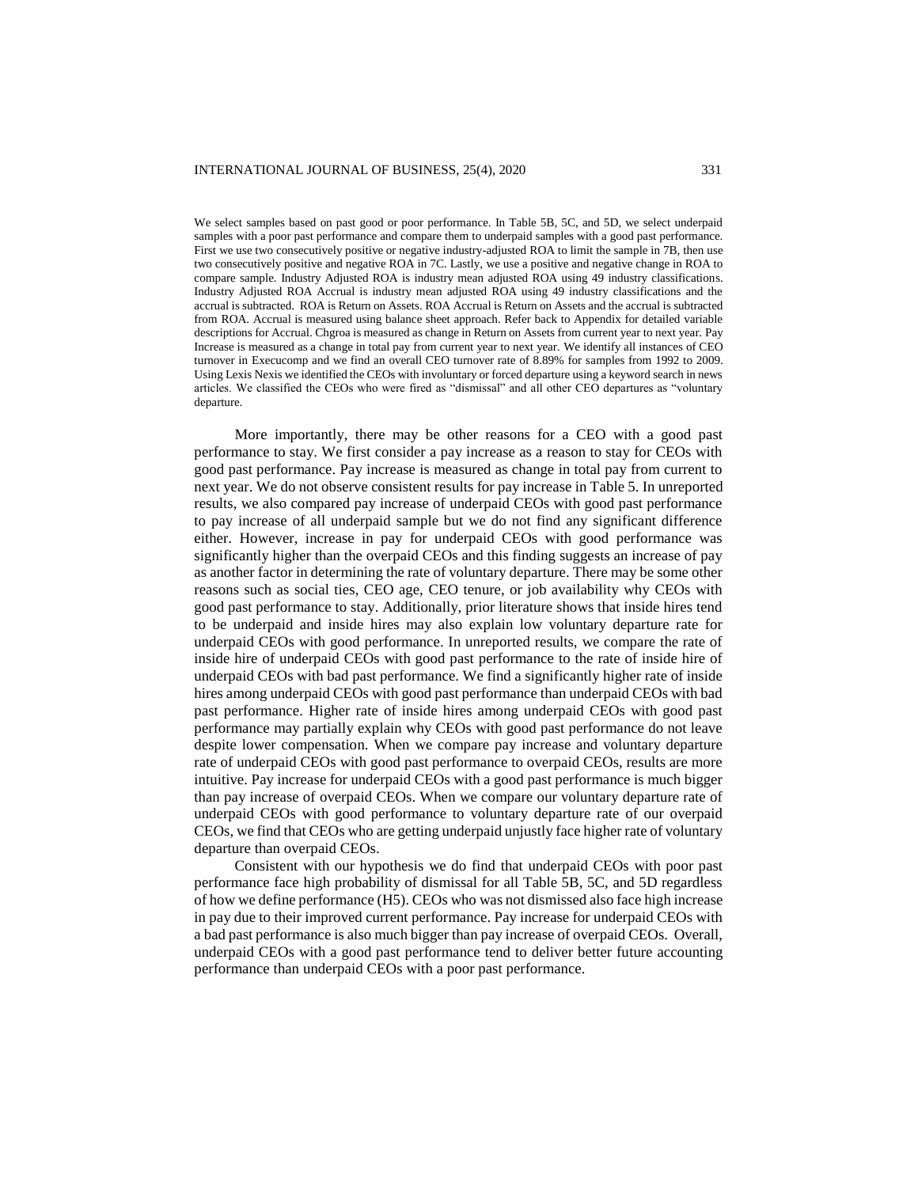We select samples based on past good or poor performance. In Table 5B, 5C, and 5D, we select underpaid samples with a poor past performance and compare them to underpaid samples with a good past performance. First we use two consecutively positive or negative industry-adjusted ROA to limit the sample in 7B, then use two consecutively positive and negative ROA in 7C. Lastly, we use a positive and negative change in ROA to compare sample. Industry Adjusted ROA is industry mean adjusted ROA using 49 industry classifications. Industry Adjusted ROA Accrual is industry mean adjusted ROA using 49 industry classifications and the accrual is subtracted. ROA is Return on Assets. ROA Accrual is Return on Assets and the accrual is subtracted from ROA. Accrual is measured using balance sheet approach. Refer back to Appendix for detailed variable descriptions for Accrual. Chgroa is measured as change in Return on Assets from current year to next year. Pay Increase is measured as a change in total pay from current year to next year. We identify all instances of CEO turnover in Execucomp and we find an overall CEO turnover rate of 8.89% for samples from 1992 to 2009. Using Lexis Nexis we identified the CEOs with involuntary or forced departure using a keyword search in news articles. We classified the CEOs who were fired as "dismissal" and all other CEO departures as "voluntary departure.

More importantly, there may be other reasons for a CEO with a good past performance to stay. We first consider a pay increase as a reason to stay for CEOs with good past performance. Pay increase is measured as change in total pay from current to next year. We do not observe consistent results for pay increase in Table 5. In unreported results, we also compared pay increase of underpaid CEOs with good past performance to pay increase of all underpaid sample but we do not find any significant difference either. However, increase in pay for underpaid CEOs with good performance was significantly higher than the overpaid CEOs and this finding suggests an increase of pay as another factor in determining the rate of voluntary departure. There may be some other reasons such as social ties, CEO age, CEO tenure, or job availability why CEOs with good past performance to stay. Additionally, prior literature shows that inside hires tend to be underpaid and inside hires may also explain low voluntary departure rate for underpaid CEOs with good performance. In unreported results, we compare the rate of inside hire of underpaid CEOs with good past performance to the rate of inside hire of underpaid CEOs with bad past performance. We find a significantly higher rate of inside hires among underpaid CEOs with good past performance than underpaid CEOs with bad past performance. Higher rate of inside hires among underpaid CEOs with good past performance may partially explain why CEOs with good past performance do not leave despite lower compensation. When we compare pay increase and voluntary departure rate of underpaid CEOs with good past performance to overpaid CEOs, results are more intuitive. Pay increase for underpaid CEOs with a good past performance is much bigger than pay increase of overpaid CEOs. When we compare our voluntary departure rate of underpaid CEOs with good performance to voluntary departure rate of our overpaid CEOs, we find that CEOs who are getting underpaid unjustly face higher rate of voluntary departure than overpaid CEOs.

Consistent with our hypothesis we do find that underpaid CEOs with poor past performance face high probability of dismissal for all Table 5B, 5C, and 5D regardless of how we define performance (H5). CEOs who was not dismissed also face high increase in pay due to their improved current performance. Pay increase for underpaid CEOs with a bad past performance is also much bigger than pay increase of overpaid CEOs. Overall, underpaid CEOs with a good past performance tend to deliver better future accounting performance than underpaid CEOs with a poor past performance.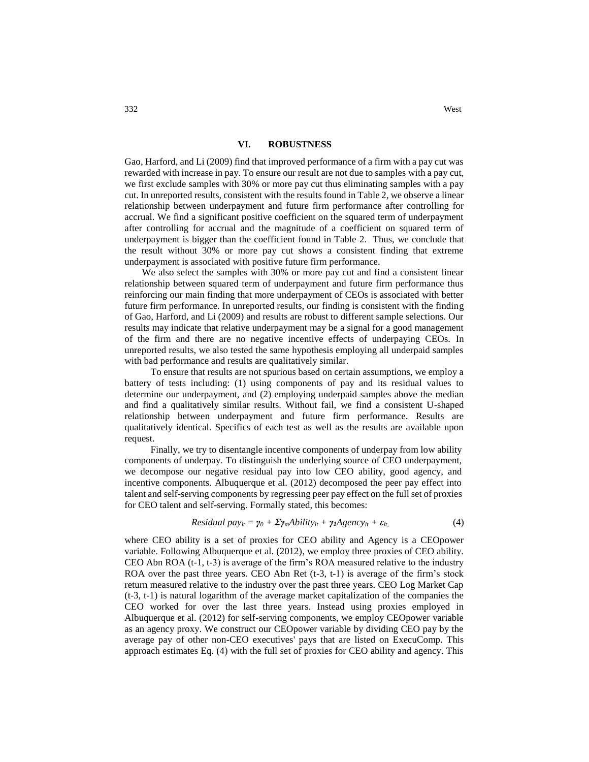## VI. ROBUSTNESS

Gao, Harford, and Li (2009) find that improved performance of a firm with a pay cut was rewarded with increase in pay. To ensure our result are not due to samples with a pay cut, we first exclude samples with 30% or more pay cut thus eliminating samples with a pay cut. In unreported results, consistent with the results found in Table 2, we observe a linear relationship between underpayment and future firm performance after controlling for accrual. We find a significant positive coefficient on the squared term of underpayment after controlling for accrual and the magnitude of a coefficient on squared term of underpayment is bigger than the coefficient found in Table 2. Thus, we conclude that the result without 30% or more pay cut shows a consistent finding that extreme underpayment is associated with positive future firm performance.

We also select the samples with 30% or more pay cut and find a consistent linear relationship between squared term of underpayment and future firm performance thus reinforcing our main finding that more underpayment of CEOs is associated with better future firm performance. In unreported results, our finding is consistent with the finding of Gao, Harford, and Li (2009) and results are robust to different sample selections. Our results may indicate that relative underpayment may be a signal for a good management of the firm and there are no negative incentive effects of underpaying CEOs. In unreported results, we also tested the same hypothesis employing all underpaid samples with bad performance and results are qualitatively similar.

To ensure that results are not spurious based on certain assumptions, we employ a battery of tests including: (1) using components of pay and its residual values to determine our underpayment, and (2) employing underpaid samples above the median and find a qualitatively similar results. Without fail, we find a consistent U-shaped relationship between underpayment and future firm performance. Results are qualitatively identical. Specifics of each test as well as the results are available upon request.

Finally, we try to disentangle incentive components of underpay from low ability components of underpay. To distinguish the underlying source of CEO underpayment, we decompose our negative residual pay into low CEO ability, good agency, and incentive components. Albuquerque et al. (2012) decomposed the peer pay effect into talent and self-serving components by regressing peer pay effect on the full set of proxies for CEO talent and self-serving. Formally stated, this becomes:

$$Residual\ pay_{it} = \gamma_0 + \Sigma\gamma_m Ability_{it} + \gamma_1 Agency_{it} + \varepsilon_{it}, \quad (4)$$

where CEO ability is a set of proxies for CEO ability and Agency is a CEOpower variable. Following Albuquerque et al. (2012), we employ three proxies of CEO ability. CEO Abn ROA (t-1, t-3) is average of the firm's ROA measured relative to the industry ROA over the past three years. CEO Abn Ret (t-3, t-1) is average of the firm's stock return measured relative to the industry over the past three years. CEO Log Market Cap (t-3, t-1) is natural logarithm of the average market capitalization of the companies the CEO worked for over the last three years. Instead using proxies employed in Albuquerque et al. (2012) for self-serving components, we employ CEOpower variable as an agency proxy. We construct our CEOpower variable by dividing CEO pay by the average pay of other non-CEO executives' pays that are listed on ExecuComp. This approach estimates Eq. (4) with the full set of proxies for CEO ability and agency. This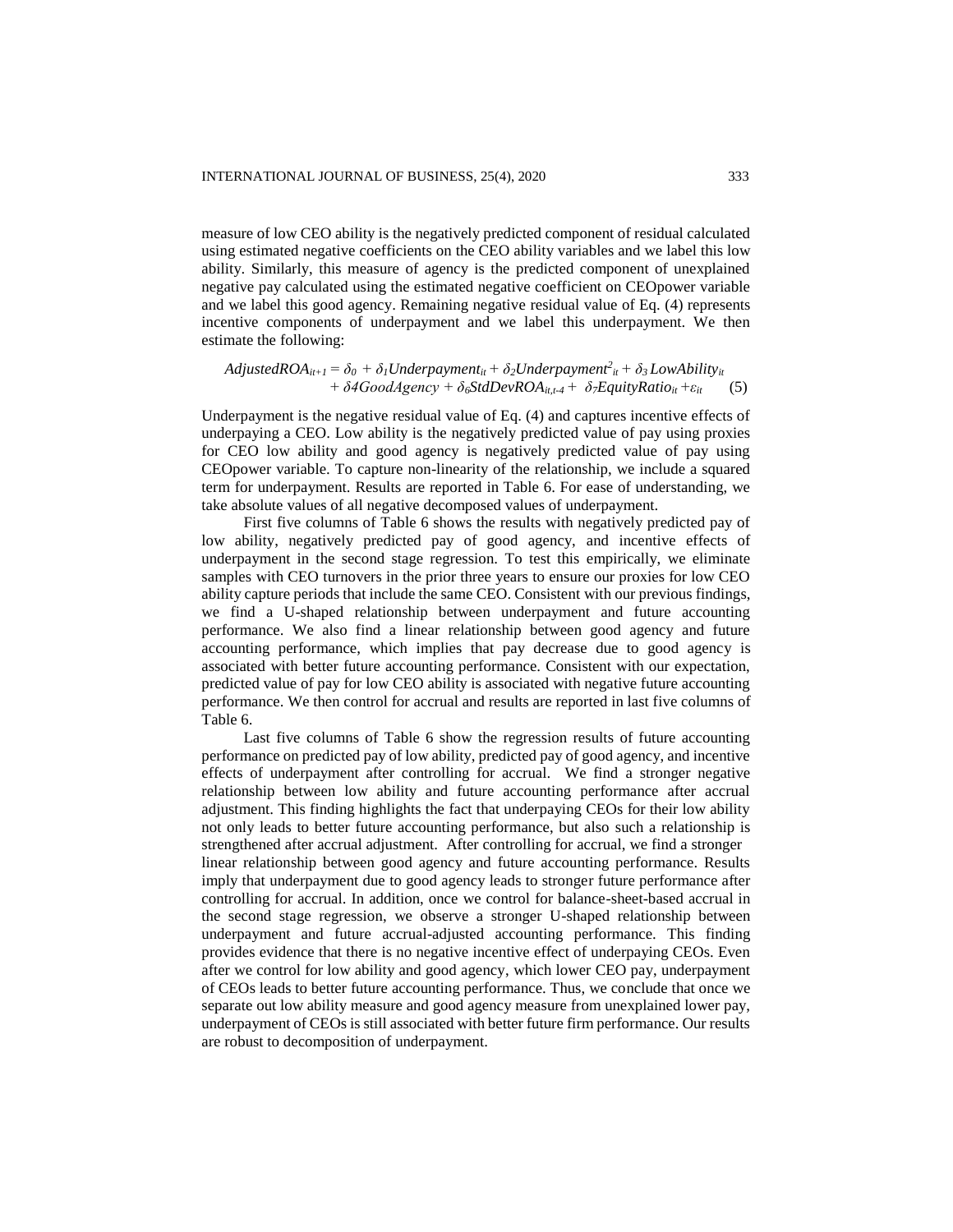measure of low CEO ability is the negatively predicted component of residual calculated using estimated negative coefficients on the CEO ability variables and we label this low ability. Similarly, this measure of agency is the predicted component of unexplained negative pay calculated using the estimated negative coefficient on CEOpower variable and we label this good agency. Remaining negative residual value of Eq. (4) represents incentive components of underpayment and we label this underpayment. We then estimate the following:

$$AdjustedROA_{it+1} = \delta_0 + \delta_1 Underpayment_{it} + \delta_2 Underpayment^2_{it} + \delta_3 LowAbility_{it} + \delta 4 GoodAgency + \delta_6 StdDevROA_{it,t\text{-}4} + \delta_7 EquityRatio_{it} + \varepsilon_{it} \quad (5)$$

Underpayment is the negative residual value of Eq. (4) and captures incentive effects of underpaying a CEO. Low ability is the negatively predicted value of pay using proxies for CEO low ability and good agency is negatively predicted value of pay using CEOpower variable. To capture non-linearity of the relationship, we include a squared term for underpayment. Results are reported in Table 6. For ease of understanding, we take absolute values of all negative decomposed values of underpayment.

First five columns of Table 6 shows the results with negatively predicted pay of low ability, negatively predicted pay of good agency, and incentive effects of underpayment in the second stage regression. To test this empirically, we eliminate samples with CEO turnovers in the prior three years to ensure our proxies for low CEO ability capture periods that include the same CEO. Consistent with our previous findings, we find a U-shaped relationship between underpayment and future accounting performance. We also find a linear relationship between good agency and future accounting performance, which implies that pay decrease due to good agency is associated with better future accounting performance. Consistent with our expectation, predicted value of pay for low CEO ability is associated with negative future accounting performance. We then control for accrual and results are reported in last five columns of Table 6.

Last five columns of Table 6 show the regression results of future accounting performance on predicted pay of low ability, predicted pay of good agency, and incentive effects of underpayment after controlling for accrual. We find a stronger negative relationship between low ability and future accounting performance after accrual adjustment. This finding highlights the fact that underpaying CEOs for their low ability not only leads to better future accounting performance, but also such a relationship is strengthened after accrual adjustment. After controlling for accrual, we find a stronger linear relationship between good agency and future accounting performance. Results imply that underpayment due to good agency leads to stronger future performance after controlling for accrual. In addition, once we control for balance-sheet-based accrual in the second stage regression, we observe a stronger U-shaped relationship between underpayment and future accrual-adjusted accounting performance. This finding provides evidence that there is no negative incentive effect of underpaying CEOs. Even after we control for low ability and good agency, which lower CEO pay, underpayment of CEOs leads to better future accounting performance. Thus, we conclude that once we separate out low ability measure and good agency measure from unexplained lower pay, underpayment of CEOs is still associated with better future firm performance. Our results are robust to decomposition of underpayment.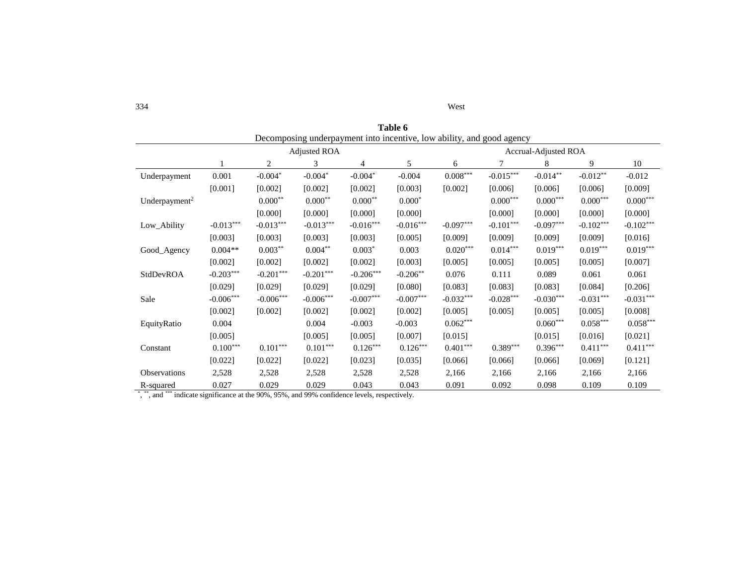**Table 6**
Decomposing underpayment into incentive, low ability, and good agency

| | Adjusted ROA | | | | | Accrual-Adjusted ROA | | | | |
|---|---|---|---|---|---|---|---|---|---|---|
| | 1 | 2 | 3 | 4 | 5 | 6 | 7 | 8 | 9 | 10 |
| Underpayment | 0.001 | -0.004* | -0.004* | -0.004* | -0.004 | 0.008*** | -0.015*** | -0.014** | -0.012** | -0.012 |
| | [0.001] | [0.002] | [0.002] | [0.002] | [0.003] | [0.002] | [0.006] | [0.006] | [0.006] | [0.009] |
| Underpayment$^2$ | | 0.000** | 0.000** | 0.000** | 0.000* | | 0.000*** | 0.000*** | 0.000*** | 0.000*** |
| | | [0.000] | [0.000] | [0.000] | [0.000] | | [0.000] | [0.000] | [0.000] | [0.000] |
| Low_Ability | -0.013*** | -0.013*** | -0.013*** | -0.016*** | -0.016*** | -0.097*** | -0.101*** | -0.097*** | -0.102*** | -0.102*** |
| | [0.003] | [0.003] | [0.003] | [0.003] | [0.005] | [0.009] | [0.009] | [0.009] | [0.009] | [0.016] |
| Good_Agency | 0.004** | 0.003** | 0.004** | 0.003* | 0.003 | 0.020*** | 0.014*** | 0.019*** | 0.019*** | 0.019*** |
| | [0.002] | [0.002] | [0.002] | [0.002] | [0.003] | [0.005] | [0.005] | [0.005] | [0.005] | [0.007] |
| StdDevROA | -0.203*** | -0.201*** | -0.201*** | -0.206*** | -0.206** | 0.076 | 0.111 | 0.089 | 0.061 | 0.061 |
| | [0.029] | [0.029] | [0.029] | [0.029] | [0.080] | [0.083] | [0.083] | [0.083] | [0.084] | [0.206] |
| Sale | -0.006*** | -0.006*** | -0.006*** | -0.007*** | -0.007*** | -0.032*** | -0.028*** | -0.030*** | -0.031*** | -0.031*** |
| | [0.002] | [0.002] | [0.002] | [0.002] | [0.002] | [0.005] | [0.005] | [0.005] | [0.005] | [0.008] |
| EquityRatio | 0.004 | | 0.004 | -0.003 | -0.003 | 0.062*** | | 0.060*** | 0.058*** | 0.058*** |
| | [0.005] | | [0.005] | [0.005] | [0.007] | [0.015] | | [0.015] | [0.016] | [0.021] |
| Constant | 0.100*** | 0.101*** | 0.101*** | 0.126*** | 0.126*** | 0.401*** | 0.389*** | 0.396*** | 0.411*** | 0.411*** |
| | [0.022] | [0.022] | [0.022] | [0.023] | [0.035] | [0.066] | [0.066] | [0.066] | [0.069] | [0.121] |
| Observations | 2,528 | 2,528 | 2,528 | 2,528 | 2,528 | 2,166 | 2,166 | 2,166 | 2,166 | 2,166 |
| R-squared | 0.027 | 0.029 | 0.029 | 0.043 | 0.043 | 0.091 | 0.092 | 0.098 | 0.109 | 0.109 |

*, **, and *** indicate significance at the 90%, 95%, and 99% confidence levels, respectively.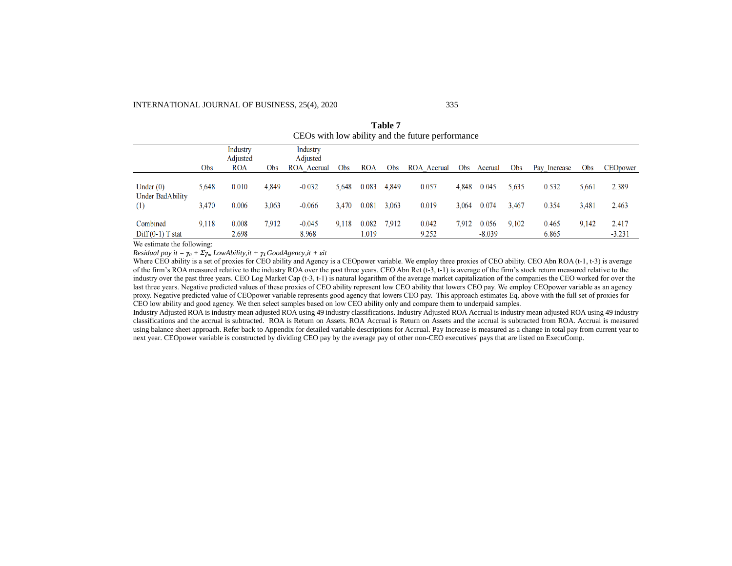**Table 7**
CEOs with low ability and the future performance

| | Obs | Industry Adjusted ROA | Obs | Industry Adjusted ROA_Accrual | Obs | ROA | Obs | ROA_Accrual | Obs | Accrual | Obs | Pay_Increase | Obs | CEOpower |
|---|---|---|---|---|---|---|---|---|---|---|---|---|---|---|
| Under (0) | 5,648 | 0.010 | 4,849 | -0.032 | 5,648 | 0.083 | 4,849 | 0.057 | 4,848 | 0.045 | 5,635 | 0.532 | 5,661 | 2.389 |
| Under BadAbility (1) | 3,470 | 0.006 | 3,063 | -0.066 | 3,470 | 0.081 | 3,063 | 0.019 | 3,064 | 0.074 | 3,467 | 0.354 | 3,481 | 2.463 |
| Combined | 9,118 | 0.008 | 7,912 | -0.045 | 9,118 | 0.082 | 7,912 | 0.042 | 7,912 | 0.056 | 9,102 | 0.465 | 9,142 | 2.417 |
| Diff (0-1) T stat | | 2.698 | | 8.968 | | 1.019 | | 9.252 | | -8.039 | | 6.865 | | -3.231 |

We estimate the following:

*Residual pay it* = $\gamma_0 + \Sigma\gamma_m$ *LowAbility,it* + $\gamma_1$ *GoodAgency,it* + $\varepsilon it$

Where CEO ability is a set of proxies for CEO ability and Agency is a CEOpower variable. We employ three proxies of CEO ability. CEO Abn ROA (t-1, t-3) is average of the firm's ROA measured relative to the industry ROA over the past three years. CEO Abn Ret (t-3, t-1) is average of the firm's stock return measured relative to the industry over the past three years. CEO Log Market Cap (t-3, t-1) is natural logarithm of the average market capitalization of the companies the CEO worked for over the last three years. Negative predicted values of these proxies of CEO ability represent low CEO ability that lowers CEO pay. We employ CEOpower variable as an agency proxy. Negative predicted value of CEOpower variable represents good agency that lowers CEO pay. This approach estimates Eq. above with the full set of proxies for CEO low ability and good agency. We then select samples based on low CEO ability only and compare them to underpaid samples.

Industry Adjusted ROA is industry mean adjusted ROA using 49 industry classifications. Industry Adjusted ROA Accrual is industry mean adjusted ROA using 49 industry classifications and the accrual is subtracted. ROA is Return on Assets. ROA Accrual is Return on Assets and the accrual is subtracted from ROA. Accrual is measured using balance sheet approach. Refer back to Appendix for detailed variable descriptions for Accrual. Pay Increase is measured as a change in total pay from current year to next year. CEOpower variable is constructed by dividing CEO pay by the average pay of other non-CEO executives' pays that are listed on ExecuComp.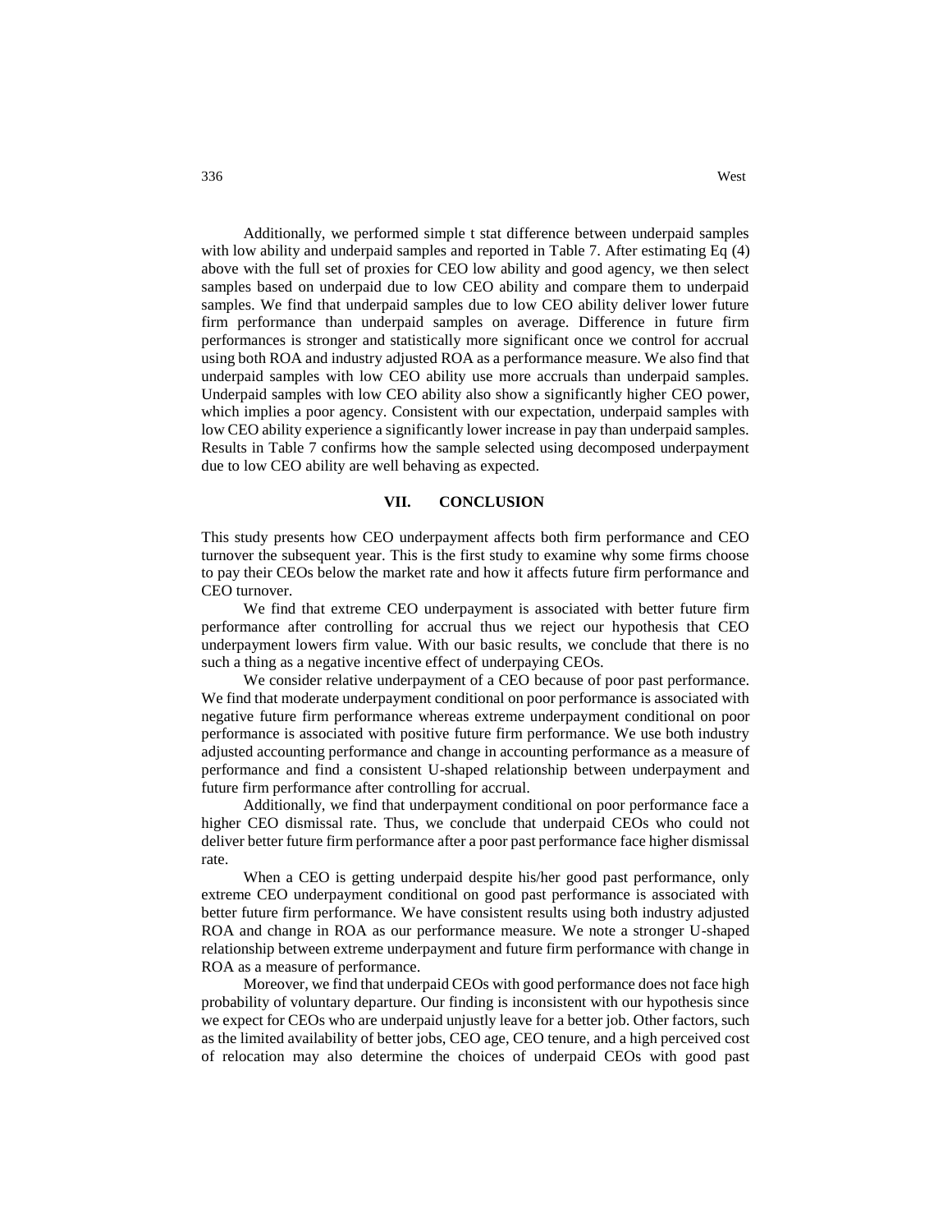Additionally, we performed simple t stat difference between underpaid samples with low ability and underpaid samples and reported in Table 7. After estimating Eq (4) above with the full set of proxies for CEO low ability and good agency, we then select samples based on underpaid due to low CEO ability and compare them to underpaid samples. We find that underpaid samples due to low CEO ability deliver lower future firm performance than underpaid samples on average. Difference in future firm performances is stronger and statistically more significant once we control for accrual using both ROA and industry adjusted ROA as a performance measure. We also find that underpaid samples with low CEO ability use more accruals than underpaid samples. Underpaid samples with low CEO ability also show a significantly higher CEO power, which implies a poor agency. Consistent with our expectation, underpaid samples with low CEO ability experience a significantly lower increase in pay than underpaid samples. Results in Table 7 confirms how the sample selected using decomposed underpayment due to low CEO ability are well behaving as expected.

## VII. CONCLUSION

This study presents how CEO underpayment affects both firm performance and CEO turnover the subsequent year. This is the first study to examine why some firms choose to pay their CEOs below the market rate and how it affects future firm performance and CEO turnover.

We find that extreme CEO underpayment is associated with better future firm performance after controlling for accrual thus we reject our hypothesis that CEO underpayment lowers firm value. With our basic results, we conclude that there is no such a thing as a negative incentive effect of underpaying CEOs.

We consider relative underpayment of a CEO because of poor past performance. We find that moderate underpayment conditional on poor performance is associated with negative future firm performance whereas extreme underpayment conditional on poor performance is associated with positive future firm performance. We use both industry adjusted accounting performance and change in accounting performance as a measure of performance and find a consistent U-shaped relationship between underpayment and future firm performance after controlling for accrual.

Additionally, we find that underpayment conditional on poor performance face a higher CEO dismissal rate. Thus, we conclude that underpaid CEOs who could not deliver better future firm performance after a poor past performance face higher dismissal rate.

When a CEO is getting underpaid despite his/her good past performance, only extreme CEO underpayment conditional on good past performance is associated with better future firm performance. We have consistent results using both industry adjusted ROA and change in ROA as our performance measure. We note a stronger U-shaped relationship between extreme underpayment and future firm performance with change in ROA as a measure of performance.

Moreover, we find that underpaid CEOs with good performance does not face high probability of voluntary departure. Our finding is inconsistent with our hypothesis since we expect for CEOs who are underpaid unjustly leave for a better job. Other factors, such as the limited availability of better jobs, CEO age, CEO tenure, and a high perceived cost of relocation may also determine the choices of underpaid CEOs with good past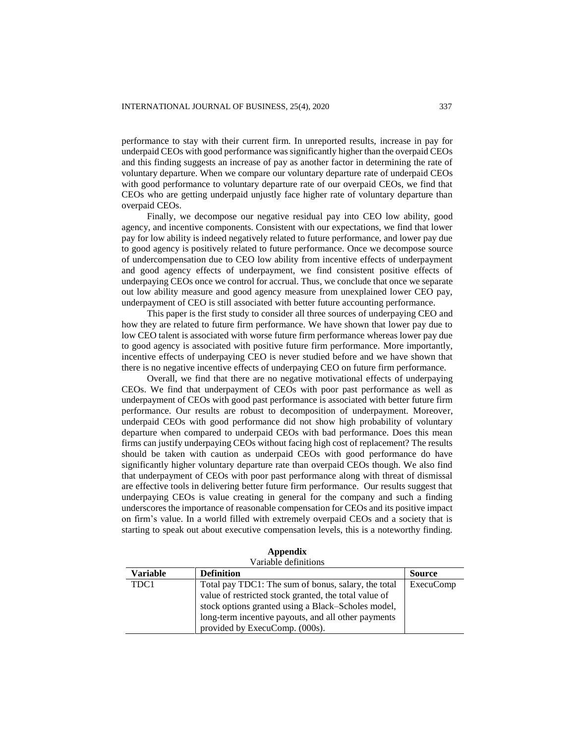performance to stay with their current firm. In unreported results, increase in pay for underpaid CEOs with good performance was significantly higher than the overpaid CEOs and this finding suggests an increase of pay as another factor in determining the rate of voluntary departure. When we compare our voluntary departure rate of underpaid CEOs with good performance to voluntary departure rate of our overpaid CEOs, we find that CEOs who are getting underpaid unjustly face higher rate of voluntary departure than overpaid CEOs.

Finally, we decompose our negative residual pay into CEO low ability, good agency, and incentive components. Consistent with our expectations, we find that lower pay for low ability is indeed negatively related to future performance, and lower pay due to good agency is positively related to future performance. Once we decompose source of undercompensation due to CEO low ability from incentive effects of underpayment and good agency effects of underpayment, we find consistent positive effects of underpaying CEOs once we control for accrual. Thus, we conclude that once we separate out low ability measure and good agency measure from unexplained lower CEO pay, underpayment of CEO is still associated with better future accounting performance.

This paper is the first study to consider all three sources of underpaying CEO and how they are related to future firm performance. We have shown that lower pay due to low CEO talent is associated with worse future firm performance whereas lower pay due to good agency is associated with positive future firm performance. More importantly, incentive effects of underpaying CEO is never studied before and we have shown that there is no negative incentive effects of underpaying CEO on future firm performance.

Overall, we find that there are no negative motivational effects of underpaying CEOs. We find that underpayment of CEOs with poor past performance as well as underpayment of CEOs with good past performance is associated with better future firm performance. Our results are robust to decomposition of underpayment. Moreover, underpaid CEOs with good performance did not show high probability of voluntary departure when compared to underpaid CEOs with bad performance. Does this mean firms can justify underpaying CEOs without facing high cost of replacement? The results should be taken with caution as underpaid CEOs with good performance do have significantly higher voluntary departure rate than overpaid CEOs though. We also find that underpayment of CEOs with poor past performance along with threat of dismissal are effective tools in delivering better future firm performance. Our results suggest that underpaying CEOs is value creating in general for the company and such a finding underscores the importance of reasonable compensation for CEOs and its positive impact on firm's value. In a world filled with extremely overpaid CEOs and a society that is starting to speak out about executive compensation levels, this is a noteworthy finding.

**Appendix**

Variable definitions

| **Variable** | **Definition** | **Source** |
|---|---|---|
| TDC1 | Total pay TDC1: The sum of bonus, salary, the total value of restricted stock granted, the total value of stock options granted using a Black–Scholes model, long-term incentive payouts, and all other payments provided by ExecuComp. (000s). | ExecuComp |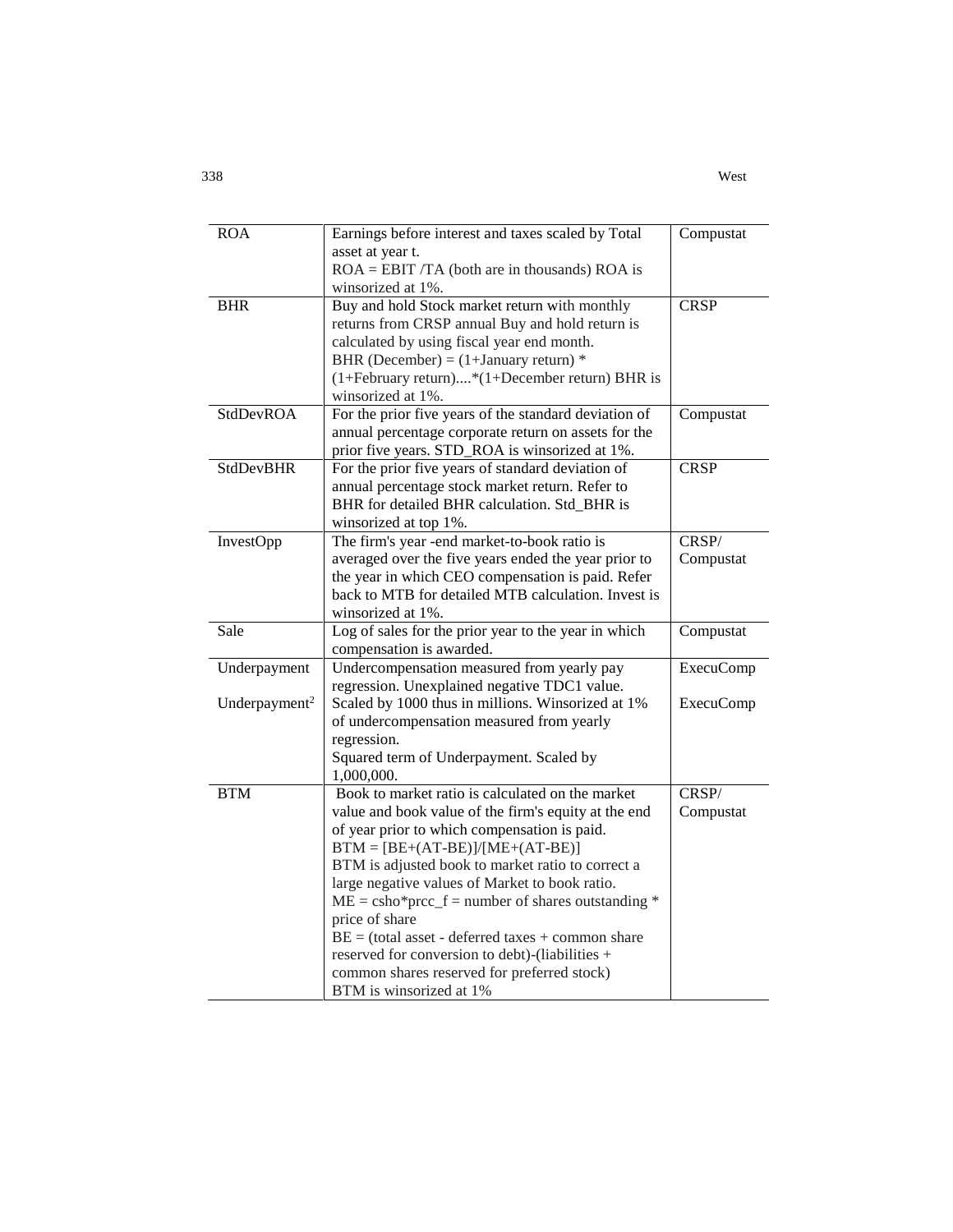| ROA | Earnings before interest and taxes scaled by Total asset at year t. ROA = EBIT /TA (both are in thousands) ROA is winsorized at 1%. | Compustat |
|---|---|---|
| BHR | Buy and hold Stock market return with monthly returns from CRSP annual Buy and hold return is calculated by using fiscal year end month. BHR (December) = (1+January return) * (1+February return)....*(1+December return) BHR is winsorized at 1%. | CRSP |
| StdDevROA | For the prior five years of the standard deviation of annual percentage corporate return on assets for the prior five years. STD_ROA is winsorized at 1%. | Compustat |
| StdDevBHR | For the prior five years of standard deviation of annual percentage stock market return. Refer to BHR for detailed BHR calculation. Std_BHR is winsorized at top 1%. | CRSP |
| InvestOpp | The firm's year -end market-to-book ratio is averaged over the five years ended the year prior to the year in which CEO compensation is paid. Refer back to MTB for detailed MTB calculation. Invest is winsorized at 1%. | CRSP/ Compustat |
| Sale | Log of sales for the prior year to the year in which compensation is awarded. | Compustat |
| Underpayment | Undercompensation measured from yearly pay regression. Unexplained negative TDC1 value. Scaled by 1000 thus in millions. Winsorized at 1% of undercompensation measured from yearly regression. | ExecuComp |
| $\text{Underpayment}^2$ | Squared term of Underpayment. Scaled by 1,000,000. | ExecuComp |
| BTM | Book to market ratio is calculated on the market value and book value of the firm's equity at the end of year prior to which compensation is paid. BTM = [BE+(AT-BE)]/[ME+(AT-BE)] BTM is adjusted book to market ratio to correct a large negative values of Market to book ratio. ME = csho*prcc_f = number of shares outstanding * price of share BE = (total asset - deferred taxes + common share reserved for conversion to debt)-(liabilities + common shares reserved for preferred stock) BTM is winsorized at 1% | CRSP/ Compustat |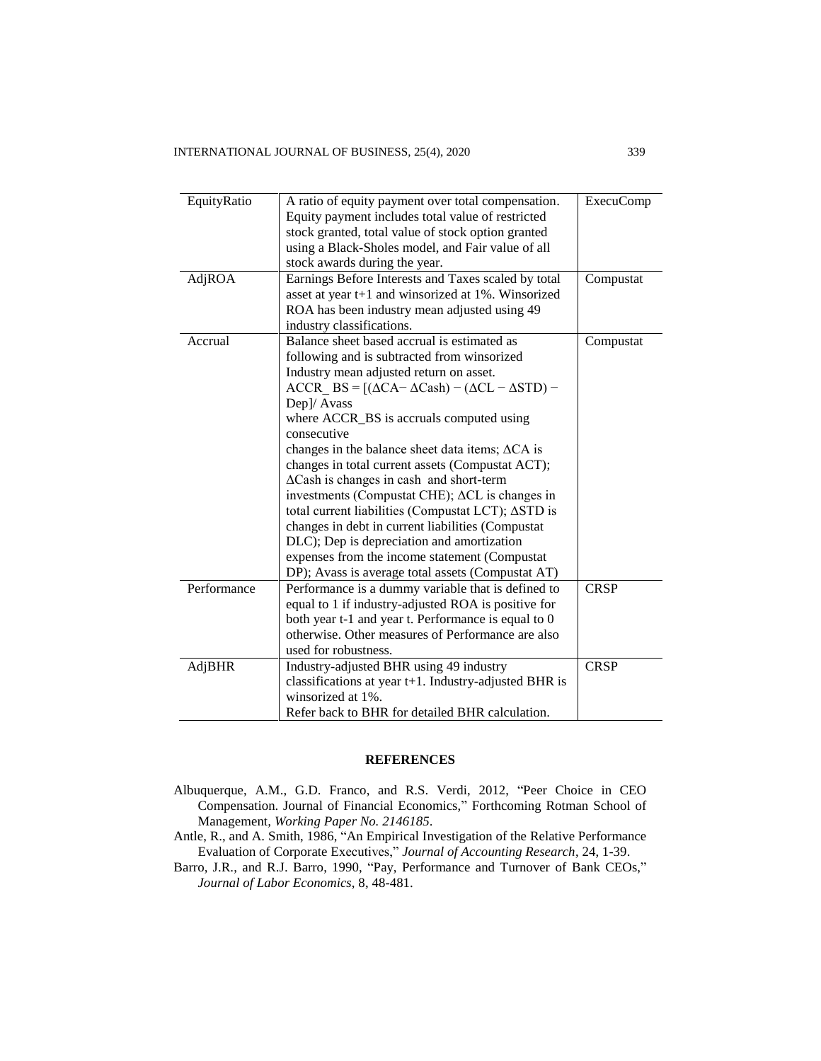| EquityRatio | A ratio of equity payment over total compensation. Equity payment includes total value of restricted stock granted, total value of stock option granted using a Black-Sholes model, and Fair value of all stock awards during the year. | ExecuComp |
|---|---|---|
| AdjROA | Earnings Before Interests and Taxes scaled by total asset at year t+1 and winsorized at 1%. Winsorized ROA has been industry mean adjusted using 49 industry classifications. | Compustat |
| Accrual | Balance sheet based accrual is estimated as following and is subtracted from winsorized Industry mean adjusted return on asset. $ACCR\_BS = [(\Delta CA - \Delta Cash) - (\Delta CL - \Delta STD) - Dep]/ Avass$ where ACCR_BS is accruals computed using consecutive changes in the balance sheet data items; $\Delta CA$ is changes in total current assets (Compustat ACT); $\Delta Cash$ is changes in cash and short-term investments (Compustat CHE); $\Delta CL$ is changes in total current liabilities (Compustat LCT); $\Delta STD$ is changes in debt in current liabilities (Compustat DLC); Dep is depreciation and amortization expenses from the income statement (Compustat DP); Avass is average total assets (Compustat AT) | Compustat |
| Performance | Performance is a dummy variable that is defined to equal to 1 if industry-adjusted ROA is positive for both year t-1 and year t. Performance is equal to 0 otherwise. Other measures of Performance are also used for robustness. | CRSP |
| AdjBHR | Industry-adjusted BHR using 49 industry classifications at year t+1. Industry-adjusted BHR is winsorized at 1%. Refer back to BHR for detailed BHR calculation. | CRSP |

## REFERENCES

Albuquerque, A.M., G.D. Franco, and R.S. Verdi, 2012, "Peer Choice in CEO Compensation. Journal of Financial Economics," Forthcoming Rotman School of Management, *Working Paper No. 2146185*.

Antle, R., and A. Smith, 1986, "An Empirical Investigation of the Relative Performance Evaluation of Corporate Executives," *Journal of Accounting Research*, 24, 1-39.

Barro, J.R., and R.J. Barro, 1990, "Pay, Performance and Turnover of Bank CEOs," *Journal of Labor Economics*, 8, 48-481.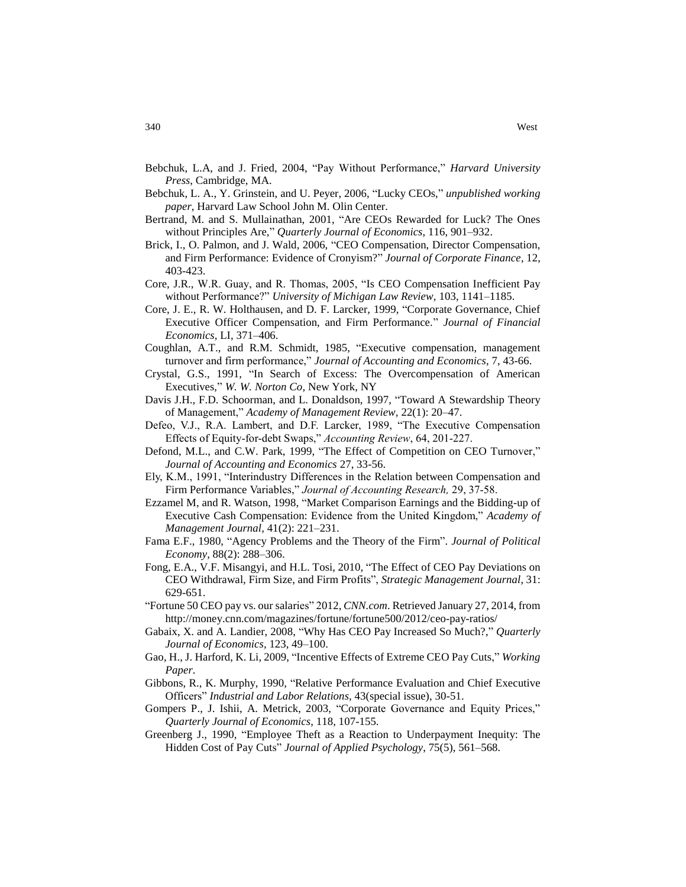Bebchuk, L.A, and J. Fried, 2004, “Pay Without Performance,” *Harvard University Press*, Cambridge, MA.

Bebchuk, L. A., Y. Grinstein, and U. Peyer, 2006, “Lucky CEOs,” *unpublished working paper*, Harvard Law School John M. Olin Center.

Bertrand, M. and S. Mullainathan, 2001, “Are CEOs Rewarded for Luck? The Ones without Principles Are,” *Quarterly Journal of Economics*, 116, 901–932.

Brick, I., O. Palmon, and J. Wald, 2006, “CEO Compensation, Director Compensation, and Firm Performance: Evidence of Cronyism?” *Journal of Corporate Finance*, 12, 403-423.

Core, J.R., W.R. Guay, and R. Thomas, 2005, “Is CEO Compensation Inefficient Pay without Performance?” *University of Michigan Law Review*, 103, 1141–1185.

Core, J. E., R. W. Holthausen, and D. F. Larcker, 1999, “Corporate Governance, Chief Executive Officer Compensation, and Firm Performance.” *Journal of Financial Economics*, LI, 371–406.

Coughlan, A.T., and R.M. Schmidt, 1985, “Executive compensation, management turnover and firm performance,” *Journal of Accounting and Economics*, 7, 43-66.

Crystal, G.S., 1991, “In Search of Excess: The Overcompensation of American Executives,” *W. W. Norton Co*, New York, NY

Davis J.H., F.D. Schoorman, and L. Donaldson, 1997, “Toward A Stewardship Theory of Management,” *Academy of Management Review*, 22(1): 20–47.

Defeo, V.J., R.A. Lambert, and D.F. Larcker, 1989, “The Executive Compensation Effects of Equity-for-debt Swaps,” *Accounting Review*, 64, 201-227.

Defond, M.L., and C.W. Park, 1999, “The Effect of Competition on CEO Turnover,” *Journal of Accounting and Economics* 27, 33-56.

Ely, K.M., 1991, “Interindustry Differences in the Relation between Compensation and Firm Performance Variables,” *Journal of Accounting Research,* 29, 37-58.

Ezzamel M, and R. Watson, 1998, “Market Comparison Earnings and the Bidding-up of Executive Cash Compensation: Evidence from the United Kingdom,” *Academy of Management Journal*, 41(2): 221–231.

Fama E.F., 1980, “Agency Problems and the Theory of the Firm”. *Journal of Political Economy,* 88(2): 288–306.

Fong, E.A., V.F. Misangyi, and H.L. Tosi, 2010, “The Effect of CEO Pay Deviations on CEO Withdrawal, Firm Size, and Firm Profits”, *Strategic Management Journal*, 31: 629-651.

“Fortune 50 CEO pay vs. our salaries” 2012, *CNN.com*. Retrieved January 27, 2014, from http://money.cnn.com/magazines/fortune/fortune500/2012/ceo-pay-ratios/

Gabaix, X. and A. Landier, 2008, “Why Has CEO Pay Increased So Much?,” *Quarterly Journal of Economics*, 123, 49–100.

Gao, H., J. Harford, K. Li, 2009, “Incentive Effects of Extreme CEO Pay Cuts,” *Working Paper.*

Gibbons, R., K. Murphy, 1990, “Relative Performance Evaluation and Chief Executive Officers” *Industrial and Labor Relations*, 43(special issue), 30-51.

Gompers P., J. Ishii, A. Metrick, 2003, “Corporate Governance and Equity Prices,” *Quarterly Journal of Economics*, 118, 107-155.

Greenberg J., 1990, “Employee Theft as a Reaction to Underpayment Inequity: The Hidden Cost of Pay Cuts” *Journal of Applied Psychology*, 75(5), 561–568.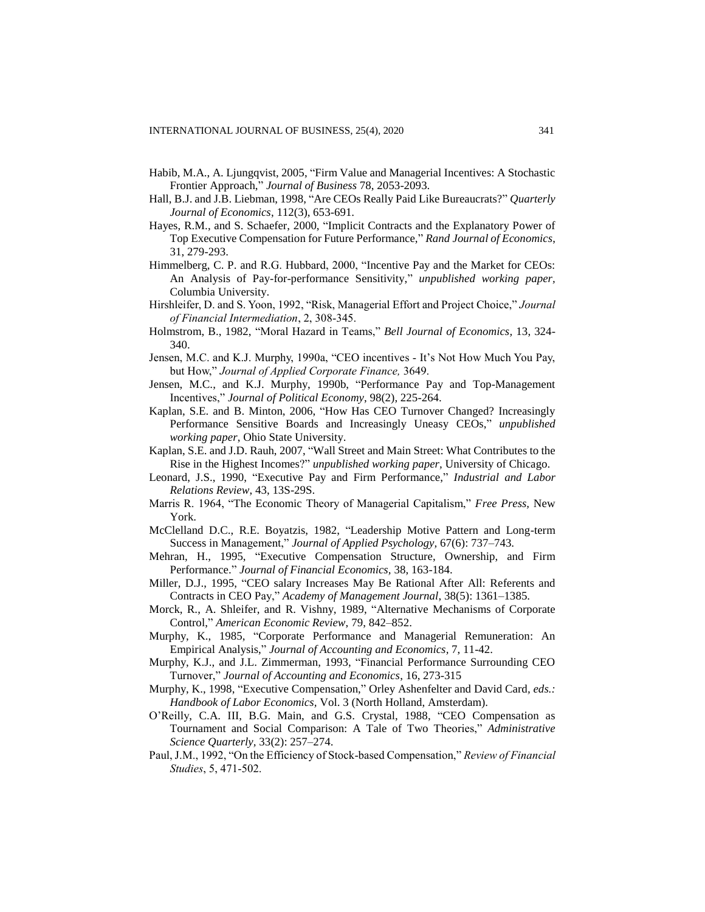Habib, M.A., A. Ljungqvist, 2005, "Firm Value and Managerial Incentives: A Stochastic Frontier Approach," *Journal of Business* 78, 2053-2093.

Hall, B.J. and J.B. Liebman, 1998, "Are CEOs Really Paid Like Bureaucrats?" *Quarterly Journal of Economics*, 112(3), 653-691.

Hayes, R.M., and S. Schaefer, 2000, "Implicit Contracts and the Explanatory Power of Top Executive Compensation for Future Performance," *Rand Journal of Economics*, 31, 279-293.

Himmelberg, C. P. and R.G. Hubbard, 2000, "Incentive Pay and the Market for CEOs: An Analysis of Pay-for-performance Sensitivity," *unpublished working paper*, Columbia University.

Hirshleifer, D. and S. Yoon, 1992, "Risk, Managerial Effort and Project Choice," *Journal of Financial Intermediation*, 2, 308-345.

Holmstrom, B., 1982, "Moral Hazard in Teams," *Bell Journal of Economics*, 13, 324-340.

Jensen, M.C. and K.J. Murphy, 1990a, "CEO incentives - It's Not How Much You Pay, but How," *Journal of Applied Corporate Finance,* 3649.

Jensen, M.C., and K.J. Murphy, 1990b, "Performance Pay and Top-Management Incentives," *Journal of Political Economy*, 98(2), 225-264.

Kaplan, S.E. and B. Minton, 2006, "How Has CEO Turnover Changed? Increasingly Performance Sensitive Boards and Increasingly Uneasy CEOs," *unpublished working paper*, Ohio State University.

Kaplan, S.E. and J.D. Rauh, 2007, "Wall Street and Main Street: What Contributes to the Rise in the Highest Incomes?" *unpublished working paper*, University of Chicago.

Leonard, J.S., 1990, "Executive Pay and Firm Performance," *Industrial and Labor Relations Review*, 43, 13S-29S.

Marris R. 1964, "The Economic Theory of Managerial Capitalism," *Free Press,* New York.

McClelland D.C., R.E. Boyatzis, 1982, "Leadership Motive Pattern and Long-term Success in Management," *Journal of Applied Psychology,* 67(6): 737–743.

Mehran, H., 1995, "Executive Compensation Structure, Ownership, and Firm Performance." *Journal of Financial Economics,* 38, 163-184.

Miller, D.J., 1995, "CEO salary Increases May Be Rational After All: Referents and Contracts in CEO Pay," *Academy of Management Journal*, 38(5): 1361–1385.

Morck, R., A. Shleifer, and R. Vishny, 1989, "Alternative Mechanisms of Corporate Control," *American Economic Review*, 79, 842–852.

Murphy, K., 1985, "Corporate Performance and Managerial Remuneration: An Empirical Analysis," *Journal of Accounting and Economics*, 7, 11-42.

Murphy, K.J., and J.L. Zimmerman, 1993, "Financial Performance Surrounding CEO Turnover," *Journal of Accounting and Economics*, 16, 273-315

Murphy, K., 1998, "Executive Compensation," Orley Ashenfelter and David Card, *eds.: Handbook of Labor Economics,* Vol. 3 (North Holland, Amsterdam).

O'Reilly, C.A. III, B.G. Main, and G.S. Crystal, 1988, "CEO Compensation as Tournament and Social Comparison: A Tale of Two Theories," *Administrative Science Quarterly*, 33(2): 257–274.

Paul, J.M., 1992, "On the Efficiency of Stock-based Compensation," *Review of Financial Studies*, 5, 471-502.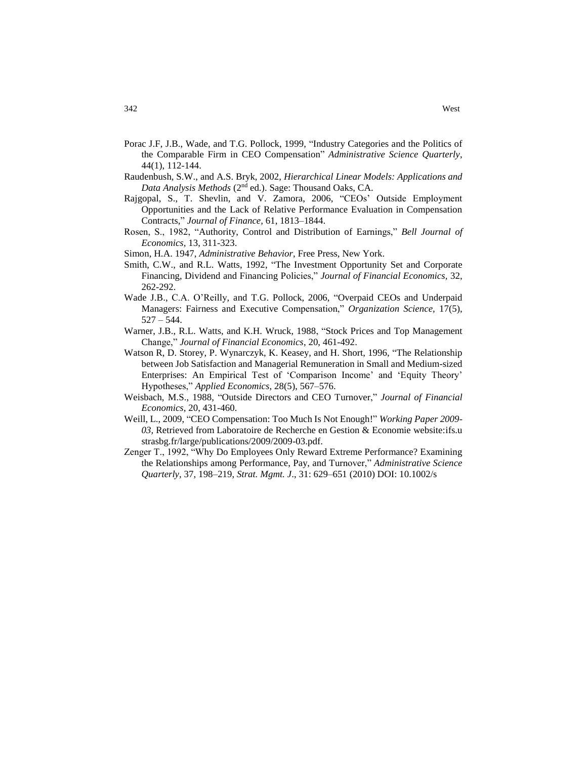Porac J.F, J.B., Wade, and T.G. Pollock, 1999, "Industry Categories and the Politics of the Comparable Firm in CEO Compensation" *Administrative Science Quarterly*, 44(1), 112-144.

Raudenbush, S.W., and A.S. Bryk, 2002, *Hierarchical Linear Models: Applications and Data Analysis Methods* (2nd ed.). Sage: Thousand Oaks, CA.

Rajgopal, S., T. Shevlin, and V. Zamora, 2006, "CEOs' Outside Employment Opportunities and the Lack of Relative Performance Evaluation in Compensation Contracts," *Journal of Finance,* 61, 1813–1844.

Rosen, S., 1982, "Authority, Control and Distribution of Earnings," *Bell Journal of Economics,* 13, 311-323.

Simon, H.A. 1947, *Administrative Behavior*, Free Press, New York.

Smith, C.W., and R.L. Watts, 1992, "The Investment Opportunity Set and Corporate Financing, Dividend and Financing Policies," *Journal of Financial Economics,* 32, 262-292.

Wade J.B., C.A. O'Reilly, and T.G. Pollock, 2006, "Overpaid CEOs and Underpaid Managers: Fairness and Executive Compensation," *Organization Science,* 17(5), 527 – 544.

Warner, J.B., R.L. Watts, and K.H. Wruck, 1988, "Stock Prices and Top Management Change," *Journal of Financial Economics*, 20, 461-492.

Watson R, D. Storey, P. Wynarczyk, K. Keasey, and H. Short, 1996, "The Relationship between Job Satisfaction and Managerial Remuneration in Small and Medium-sized Enterprises: An Empirical Test of 'Comparison Income' and 'Equity Theory' Hypotheses," *Applied Economics*, 28(5), 567–576.

Weisbach, M.S., 1988, "Outside Directors and CEO Turnover," *Journal of Financial Economics*, 20, 431-460.

Weill, L., 2009, "CEO Compensation: Too Much Is Not Enough!" *Working Paper 2009-03,* Retrieved from Laboratoire de Recherche en Gestion & Economie website:ifs.u strasbg.fr/large/publications/2009/2009-03.pdf.

Zenger T., 1992, "Why Do Employees Only Reward Extreme Performance? Examining the Relationships among Performance, Pay, and Turnover," *Administrative Science Quarterly*, 37, 198–219, *Strat. Mgmt. J*., 31: 629–651 (2010) DOI: 10.1002/s